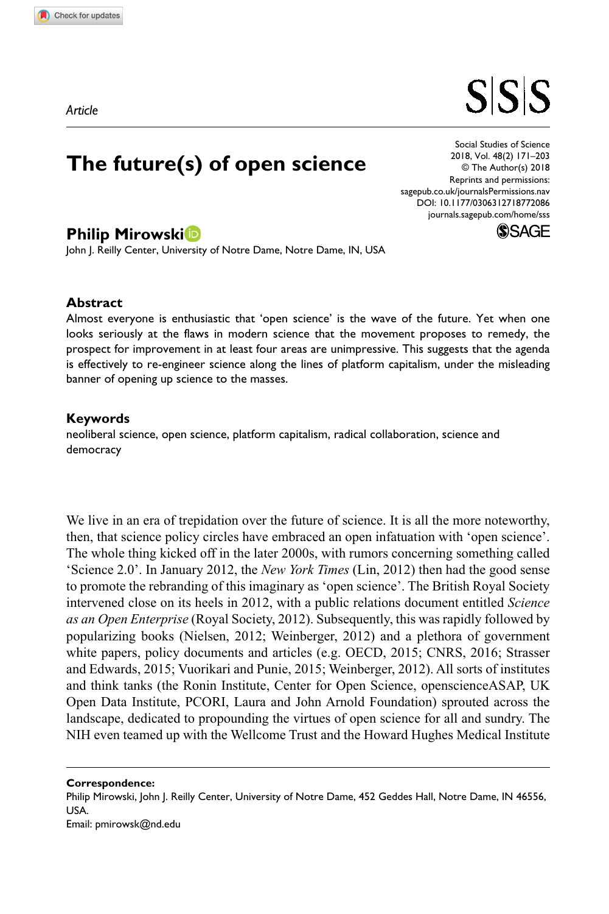*Article*

# The future(s) of open science

**Philip Mirowski**

John J. Reilly Center, University of Notre Dame, Notre Dame, IN, USA

Social Studies of Science
2018, Vol. 48(2) 171–203
© The Author(s) 2018
Reprints and permissions:
sagepub.co.uk/journalsPermissions.nav
DOI: 10.1177/0306312718772086
journals.sagepub.com/home/sss

## Abstract

Almost everyone is enthusiastic that 'open science' is the wave of the future. Yet when one looks seriously at the flaws in modern science that the movement proposes to remedy, the prospect for improvement in at least four areas are unimpressive. This suggests that the agenda is effectively to re-engineer science along the lines of platform capitalism, under the misleading banner of opening up science to the masses.

## Keywords

neoliberal science, open science, platform capitalism, radical collaboration, science and democracy

We live in an era of trepidation over the future of science. It is all the more noteworthy, then, that science policy circles have embraced an open infatuation with 'open science'. The whole thing kicked off in the later 2000s, with rumors concerning something called 'Science 2.0'. In January 2012, the *New York Times* (Lin, 2012) then had the good sense to promote the rebranding of this imaginary as 'open science'. The British Royal Society intervened close on its heels in 2012, with a public relations document entitled *Science as an Open Enterprise* (Royal Society, 2012). Subsequently, this was rapidly followed by popularizing books (Nielsen, 2012; Weinberger, 2012) and a plethora of government white papers, policy documents and articles (e.g. OECD, 2015; CNRS, 2016; Strasser and Edwards, 2015; Vuorikari and Punie, 2015; Weinberger, 2012). All sorts of institutes and think tanks (the Ronin Institute, Center for Open Science, openscienceASAP, UK Open Data Institute, PCORI, Laura and John Arnold Foundation) sprouted across the landscape, dedicated to propounding the virtues of open science for all and sundry. The NIH even teamed up with the Wellcome Trust and the Howard Hughes Medical Institute

**Correspondence:**
Philip Mirowski, John J. Reilly Center, University of Notre Dame, 452 Geddes Hall, Notre Dame, IN 46556, USA.
Email: pmirowsk@nd.edu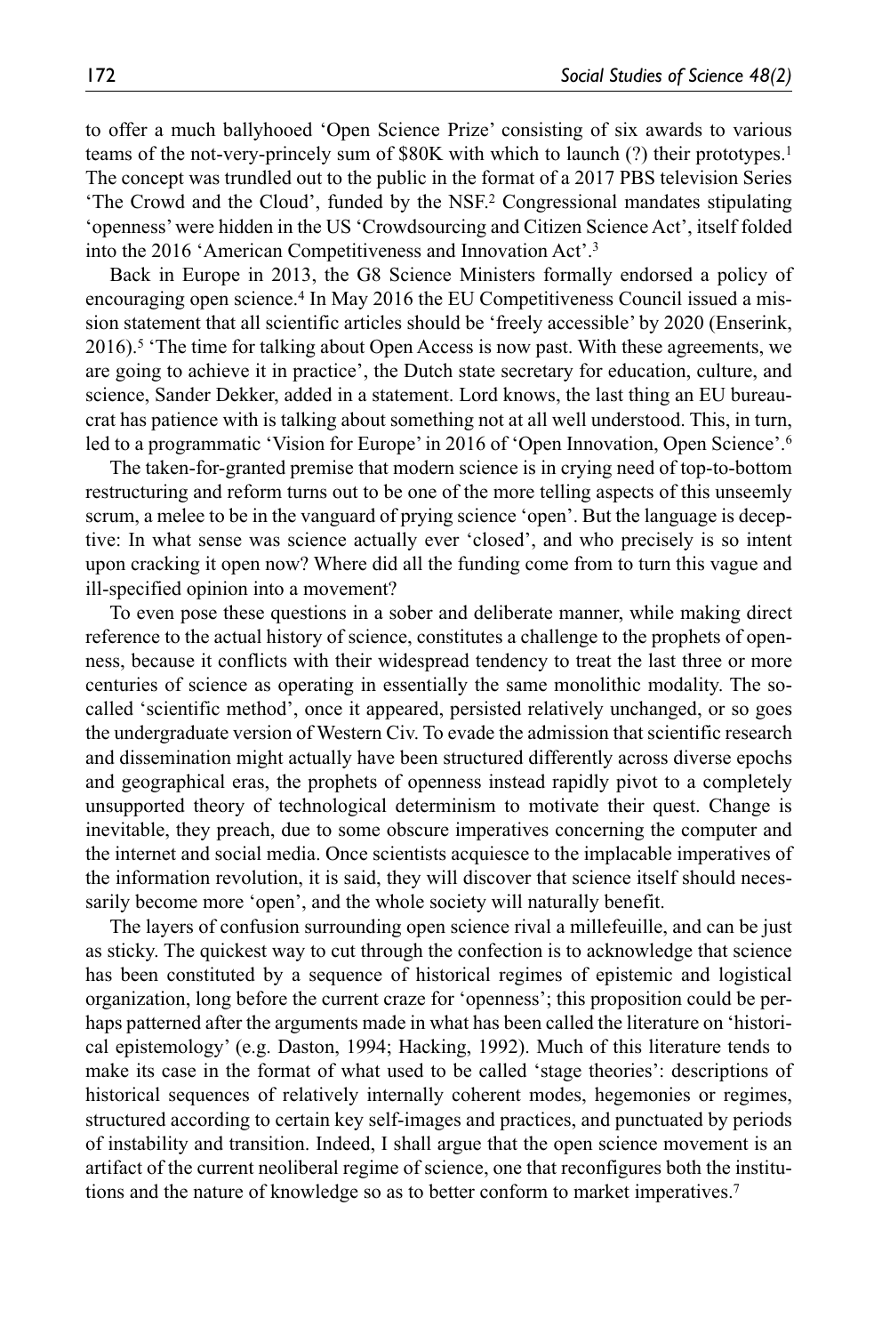to offer a much ballyhooed 'Open Science Prize' consisting of six awards to various teams of the not-very-princely sum of $80K with which to launch (?) their prototypes.[1] The concept was trundled out to the public in the format of a 2017 PBS television Series 'The Crowd and the Cloud', funded by the NSF.[2] Congressional mandates stipulating 'openness' were hidden in the US 'Crowdsourcing and Citizen Science Act', itself folded into the 2016 'American Competitiveness and Innovation Act'.[3]

Back in Europe in 2013, the G8 Science Ministers formally endorsed a policy of encouraging open science.[4] In May 2016 the EU Competitiveness Council issued a mission statement that all scientific articles should be 'freely accessible' by 2020 (Enserink, 2016).[5] 'The time for talking about Open Access is now past. With these agreements, we are going to achieve it in practice', the Dutch state secretary for education, culture, and science, Sander Dekker, added in a statement. Lord knows, the last thing an EU bureaucrat has patience with is talking about something not at all well understood. This, in turn, led to a programmatic 'Vision for Europe' in 2016 of 'Open Innovation, Open Science'.[6]

The taken-for-granted premise that modern science is in crying need of top-to-bottom restructuring and reform turns out to be one of the more telling aspects of this unseemly scrum, a melee to be in the vanguard of prying science 'open'. But the language is deceptive: In what sense was science actually ever 'closed', and who precisely is so intent upon cracking it open now? Where did all the funding come from to turn this vague and ill-specified opinion into a movement?

To even pose these questions in a sober and deliberate manner, while making direct reference to the actual history of science, constitutes a challenge to the prophets of openness, because it conflicts with their widespread tendency to treat the last three or more centuries of science as operating in essentially the same monolithic modality. The so-called 'scientific method', once it appeared, persisted relatively unchanged, or so goes the undergraduate version of Western Civ. To evade the admission that scientific research and dissemination might actually have been structured differently across diverse epochs and geographical eras, the prophets of openness instead rapidly pivot to a completely unsupported theory of technological determinism to motivate their quest. Change is inevitable, they preach, due to some obscure imperatives concerning the computer and the internet and social media. Once scientists acquiesce to the implacable imperatives of the information revolution, it is said, they will discover that science itself should necessarily become more 'open', and the whole society will naturally benefit.

The layers of confusion surrounding open science rival a millefeuille, and can be just as sticky. The quickest way to cut through the confection is to acknowledge that science has been constituted by a sequence of historical regimes of epistemic and logistical organization, long before the current craze for 'openness'; this proposition could be perhaps patterned after the arguments made in what has been called the literature on 'historical epistemology' (e.g. Daston, 1994; Hacking, 1992). Much of this literature tends to make its case in the format of what used to be called 'stage theories': descriptions of historical sequences of relatively internally coherent modes, hegemonies or regimes, structured according to certain key self-images and practices, and punctuated by periods of instability and transition. Indeed, I shall argue that the open science movement is an artifact of the current neoliberal regime of science, one that reconfigures both the institutions and the nature of knowledge so as to better conform to market imperatives.[7]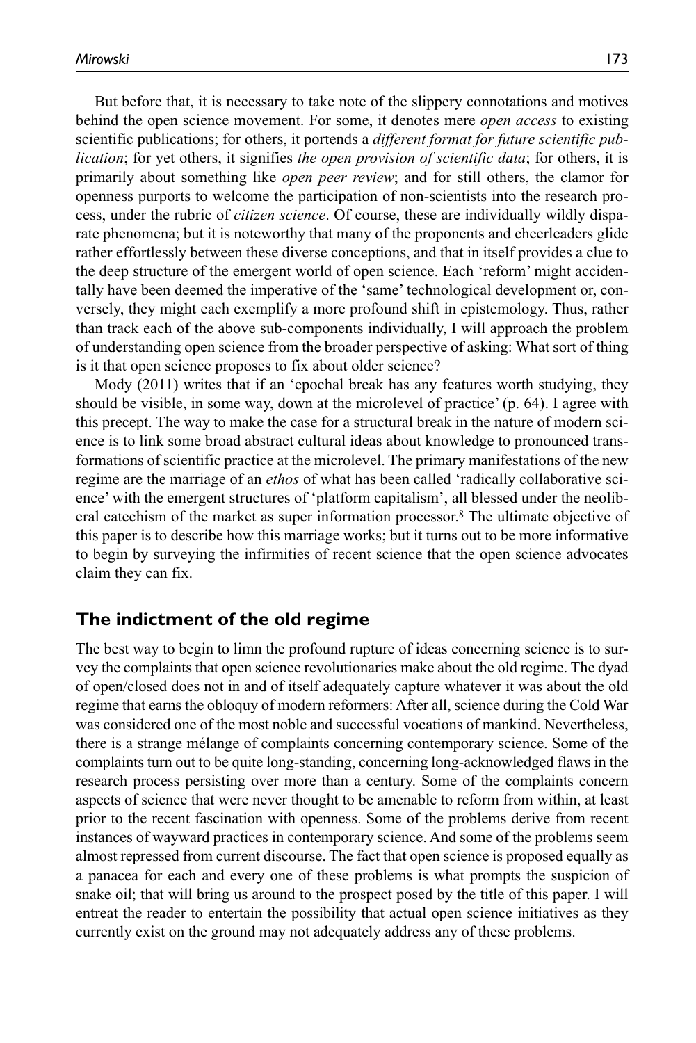But before that, it is necessary to take note of the slippery connotations and motives behind the open science movement. For some, it denotes mere *open access* to existing scientific publications; for others, it portends a *different format for future scientific publication*; for yet others, it signifies *the open provision of scientific data*; for others, it is primarily about something like *open peer review*; and for still others, the clamor for openness purports to welcome the participation of non-scientists into the research process, under the rubric of *citizen science*. Of course, these are individually wildly disparate phenomena; but it is noteworthy that many of the proponents and cheerleaders glide rather effortlessly between these diverse conceptions, and that in itself provides a clue to the deep structure of the emergent world of open science. Each 'reform' might accidentally have been deemed the imperative of the 'same' technological development or, conversely, they might each exemplify a more profound shift in epistemology. Thus, rather than track each of the above sub-components individually, I will approach the problem of understanding open science from the broader perspective of asking: What sort of thing is it that open science proposes to fix about older science?

Mody (2011) writes that if an 'epochal break has any features worth studying, they should be visible, in some way, down at the microlevel of practice' (p. 64). I agree with this precept. The way to make the case for a structural break in the nature of modern science is to link some broad abstract cultural ideas about knowledge to pronounced transformations of scientific practice at the microlevel. The primary manifestations of the new regime are the marriage of an *ethos* of what has been called 'radically collaborative science' with the emergent structures of 'platform capitalism', all blessed under the neoliberal catechism of the market as super information processor.[8] The ultimate objective of this paper is to describe how this marriage works; but it turns out to be more informative to begin by surveying the infirmities of recent science that the open science advocates claim they can fix.

## The indictment of the old regime

The best way to begin to limn the profound rupture of ideas concerning science is to survey the complaints that open science revolutionaries make about the old regime. The dyad of open/closed does not in and of itself adequately capture whatever it was about the old regime that earns the obloquy of modern reformers: After all, science during the Cold War was considered one of the most noble and successful vocations of mankind. Nevertheless, there is a strange mélange of complaints concerning contemporary science. Some of the complaints turn out to be quite long-standing, concerning long-acknowledged flaws in the research process persisting over more than a century. Some of the complaints concern aspects of science that were never thought to be amenable to reform from within, at least prior to the recent fascination with openness. Some of the problems derive from recent instances of wayward practices in contemporary science. And some of the problems seem almost repressed from current discourse. The fact that open science is proposed equally as a panacea for each and every one of these problems is what prompts the suspicion of snake oil; that will bring us around to the prospect posed by the title of this paper. I will entreat the reader to entertain the possibility that actual open science initiatives as they currently exist on the ground may not adequately address any of these problems.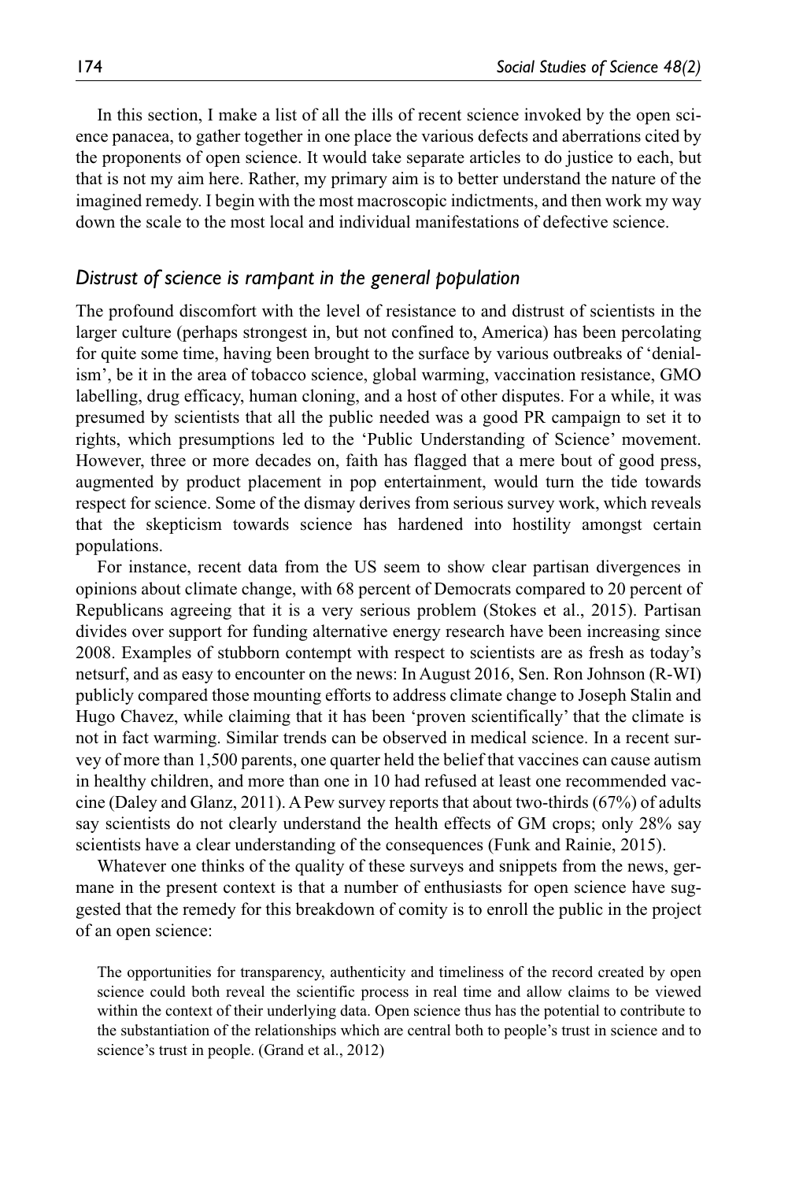In this section, I make a list of all the ills of recent science invoked by the open science panacea, to gather together in one place the various defects and aberrations cited by the proponents of open science. It would take separate articles to do justice to each, but that is not my aim here. Rather, my primary aim is to better understand the nature of the imagined remedy. I begin with the most macroscopic indictments, and then work my way down the scale to the most local and individual manifestations of defective science.

## *Distrust of science is rampant in the general population*

The profound discomfort with the level of resistance to and distrust of scientists in the larger culture (perhaps strongest in, but not confined to, America) has been percolating for quite some time, having been brought to the surface by various outbreaks of 'denialism', be it in the area of tobacco science, global warming, vaccination resistance, GMO labelling, drug efficacy, human cloning, and a host of other disputes. For a while, it was presumed by scientists that all the public needed was a good PR campaign to set it to rights, which presumptions led to the 'Public Understanding of Science' movement. However, three or more decades on, faith has flagged that a mere bout of good press, augmented by product placement in pop entertainment, would turn the tide towards respect for science. Some of the dismay derives from serious survey work, which reveals that the skepticism towards science has hardened into hostility amongst certain populations.

For instance, recent data from the US seem to show clear partisan divergences in opinions about climate change, with 68 percent of Democrats compared to 20 percent of Republicans agreeing that it is a very serious problem (Stokes et al., 2015). Partisan divides over support for funding alternative energy research have been increasing since 2008. Examples of stubborn contempt with respect to scientists are as fresh as today's netsurf, and as easy to encounter on the news: In August 2016, Sen. Ron Johnson (R-WI) publicly compared those mounting efforts to address climate change to Joseph Stalin and Hugo Chavez, while claiming that it has been 'proven scientifically' that the climate is not in fact warming. Similar trends can be observed in medical science. In a recent survey of more than 1,500 parents, one quarter held the belief that vaccines can cause autism in healthy children, and more than one in 10 had refused at least one recommended vaccine (Daley and Glanz, 2011). A Pew survey reports that about two-thirds (67%) of adults say scientists do not clearly understand the health effects of GM crops; only 28% say scientists have a clear understanding of the consequences (Funk and Rainie, 2015).

Whatever one thinks of the quality of these surveys and snippets from the news, germane in the present context is that a number of enthusiasts for open science have suggested that the remedy for this breakdown of comity is to enroll the public in the project of an open science:

> The opportunities for transparency, authenticity and timeliness of the record created by open science could both reveal the scientific process in real time and allow claims to be viewed within the context of their underlying data. Open science thus has the potential to contribute to the substantiation of the relationships which are central both to people's trust in science and to science's trust in people. (Grand et al., 2012)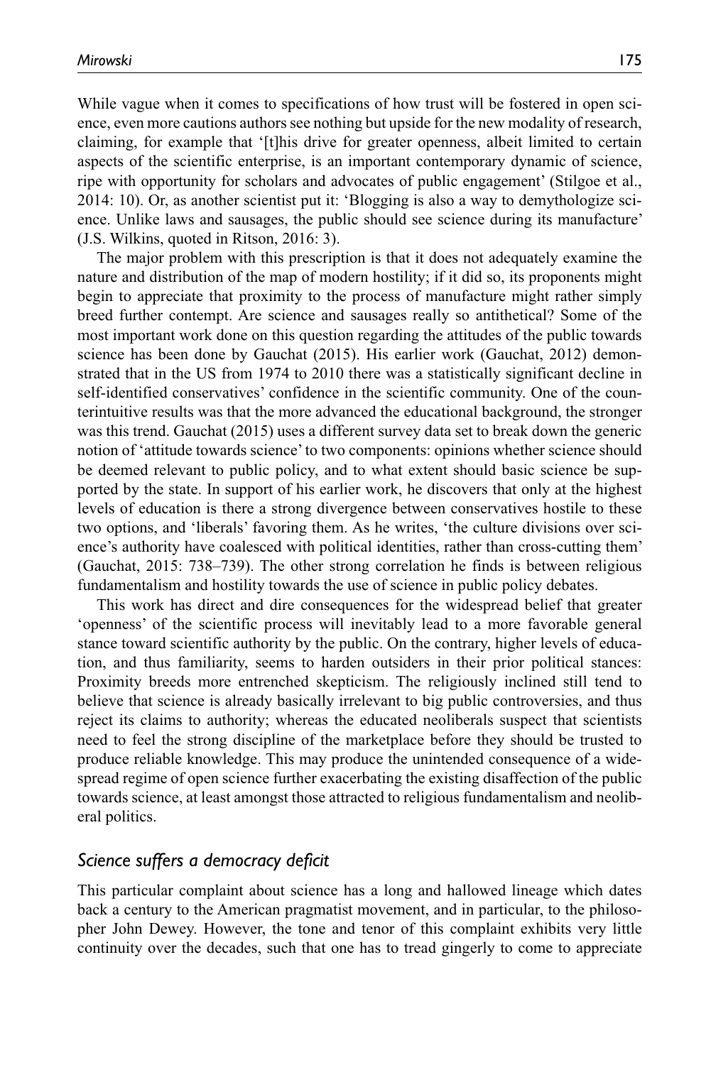While vague when it comes to specifications of how trust will be fostered in open science, even more cautions authors see nothing but upside for the new modality of research, claiming, for example that '[t]his drive for greater openness, albeit limited to certain aspects of the scientific enterprise, is an important contemporary dynamic of science, ripe with opportunity for scholars and advocates of public engagement' (Stilgoe et al., 2014: 10). Or, as another scientist put it: 'Blogging is also a way to demythologize science. Unlike laws and sausages, the public should see science during its manufacture' (J.S. Wilkins, quoted in Ritson, 2016: 3).

The major problem with this prescription is that it does not adequately examine the nature and distribution of the map of modern hostility; if it did so, its proponents might begin to appreciate that proximity to the process of manufacture might rather simply breed further contempt. Are science and sausages really so antithetical? Some of the most important work done on this question regarding the attitudes of the public towards science has been done by Gauchat (2015). His earlier work (Gauchat, 2012) demonstrated that in the US from 1974 to 2010 there was a statistically significant decline in self-identified conservatives' confidence in the scientific community. One of the counterintuitive results was that the more advanced the educational background, the stronger was this trend. Gauchat (2015) uses a different survey data set to break down the generic notion of 'attitude towards science' to two components: opinions whether science should be deemed relevant to public policy, and to what extent should basic science be supported by the state. In support of his earlier work, he discovers that only at the highest levels of education is there a strong divergence between conservatives hostile to these two options, and 'liberals' favoring them. As he writes, 'the culture divisions over science's authority have coalesced with political identities, rather than cross-cutting them' (Gauchat, 2015: 738–739). The other strong correlation he finds is between religious fundamentalism and hostility towards the use of science in public policy debates.

This work has direct and dire consequences for the widespread belief that greater 'openness' of the scientific process will inevitably lead to a more favorable general stance toward scientific authority by the public. On the contrary, higher levels of education, and thus familiarity, seems to harden outsiders in their prior political stances: Proximity breeds more entrenched skepticism. The religiously inclined still tend to believe that science is already basically irrelevant to big public controversies, and thus reject its claims to authority; whereas the educated neoliberals suspect that scientists need to feel the strong discipline of the marketplace before they should be trusted to produce reliable knowledge. This may produce the unintended consequence of a widespread regime of open science further exacerbating the existing disaffection of the public towards science, at least amongst those attracted to religious fundamentalism and neoliberal politics.

## *Science suffers a democracy deficit*

This particular complaint about science has a long and hallowed lineage which dates back a century to the American pragmatist movement, and in particular, to the philosopher John Dewey. However, the tone and tenor of this complaint exhibits very little continuity over the decades, such that one has to tread gingerly to come to appreciate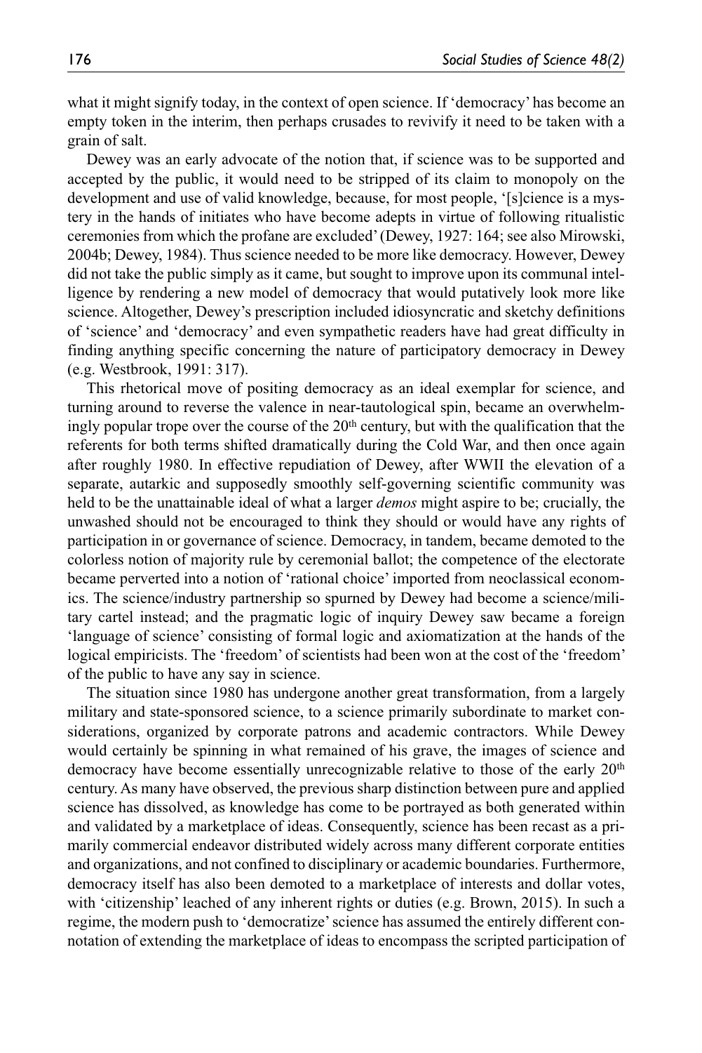what it might signify today, in the context of open science. If 'democracy' has become an empty token in the interim, then perhaps crusades to revivify it need to be taken with a grain of salt.

Dewey was an early advocate of the notion that, if science was to be supported and accepted by the public, it would need to be stripped of its claim to monopoly on the development and use of valid knowledge, because, for most people, '[s]cience is a mystery in the hands of initiates who have become adepts in virtue of following ritualistic ceremonies from which the profane are excluded' (Dewey, 1927: 164; see also Mirowski, 2004b; Dewey, 1984). Thus science needed to be more like democracy. However, Dewey did not take the public simply as it came, but sought to improve upon its communal intelligence by rendering a new model of democracy that would putatively look more like science. Altogether, Dewey's prescription included idiosyncratic and sketchy definitions of 'science' and 'democracy' and even sympathetic readers have had great difficulty in finding anything specific concerning the nature of participatory democracy in Dewey (e.g. Westbrook, 1991: 317).

This rhetorical move of positing democracy as an ideal exemplar for science, and turning around to reverse the valence in near-tautological spin, became an overwhelmingly popular trope over the course of the 20th century, but with the qualification that the referents for both terms shifted dramatically during the Cold War, and then once again after roughly 1980. In effective repudiation of Dewey, after WWII the elevation of a separate, autarkic and supposedly smoothly self-governing scientific community was held to be the unattainable ideal of what a larger *demos* might aspire to be; crucially, the unwashed should not be encouraged to think they should or would have any rights of participation in or governance of science. Democracy, in tandem, became demoted to the colorless notion of majority rule by ceremonial ballot; the competence of the electorate became perverted into a notion of 'rational choice' imported from neoclassical economics. The science/industry partnership so spurned by Dewey had become a science/military cartel instead; and the pragmatic logic of inquiry Dewey saw became a foreign 'language of science' consisting of formal logic and axiomatization at the hands of the logical empiricists. The 'freedom' of scientists had been won at the cost of the 'freedom' of the public to have any say in science.

The situation since 1980 has undergone another great transformation, from a largely military and state-sponsored science, to a science primarily subordinate to market considerations, organized by corporate patrons and academic contractors. While Dewey would certainly be spinning in what remained of his grave, the images of science and democracy have become essentially unrecognizable relative to those of the early 20th century. As many have observed, the previous sharp distinction between pure and applied science has dissolved, as knowledge has come to be portrayed as both generated within and validated by a marketplace of ideas. Consequently, science has been recast as a primarily commercial endeavor distributed widely across many different corporate entities and organizations, and not confined to disciplinary or academic boundaries. Furthermore, democracy itself has also been demoted to a marketplace of interests and dollar votes, with 'citizenship' leached of any inherent rights or duties (e.g. Brown, 2015). In such a regime, the modern push to 'democratize' science has assumed the entirely different connotation of extending the marketplace of ideas to encompass the scripted participation of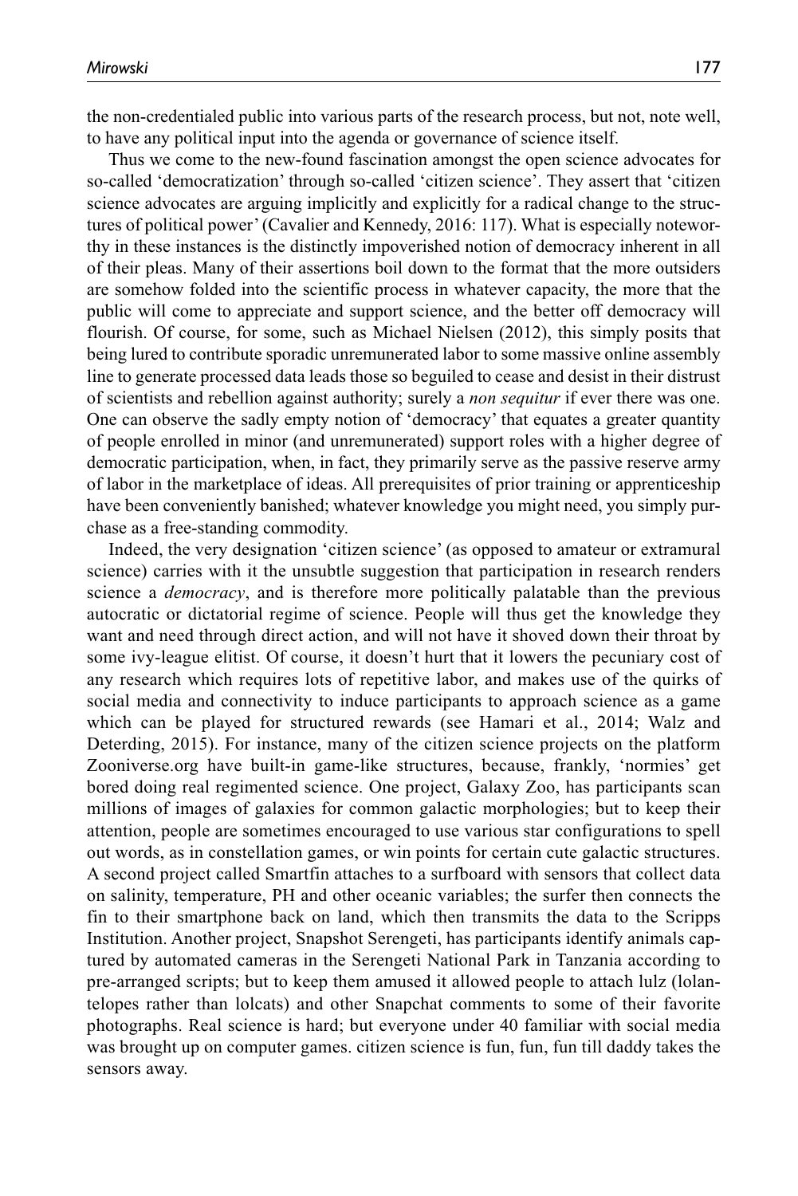the non-credentialed public into various parts of the research process, but not, note well, to have any political input into the agenda or governance of science itself.

Thus we come to the new-found fascination amongst the open science advocates for so-called 'democratization' through so-called 'citizen science'. They assert that 'citizen science advocates are arguing implicitly and explicitly for a radical change to the structures of political power' (Cavalier and Kennedy, 2016: 117). What is especially noteworthy in these instances is the distinctly impoverished notion of democracy inherent in all of their pleas. Many of their assertions boil down to the format that the more outsiders are somehow folded into the scientific process in whatever capacity, the more that the public will come to appreciate and support science, and the better off democracy will flourish. Of course, for some, such as Michael Nielsen (2012), this simply posits that being lured to contribute sporadic unremunerated labor to some massive online assembly line to generate processed data leads those so beguiled to cease and desist in their distrust of scientists and rebellion against authority; surely a *non sequitur* if ever there was one. One can observe the sadly empty notion of 'democracy' that equates a greater quantity of people enrolled in minor (and unremunerated) support roles with a higher degree of democratic participation, when, in fact, they primarily serve as the passive reserve army of labor in the marketplace of ideas. All prerequisites of prior training or apprenticeship have been conveniently banished; whatever knowledge you might need, you simply purchase as a free-standing commodity.

Indeed, the very designation 'citizen science' (as opposed to amateur or extramural science) carries with it the unsubtle suggestion that participation in research renders science a *democracy*, and is therefore more politically palatable than the previous autocratic or dictatorial regime of science. People will thus get the knowledge they want and need through direct action, and will not have it shoved down their throat by some ivy-league elitist. Of course, it doesn't hurt that it lowers the pecuniary cost of any research which requires lots of repetitive labor, and makes use of the quirks of social media and connectivity to induce participants to approach science as a game which can be played for structured rewards (see Hamari et al., 2014; Walz and Deterding, 2015). For instance, many of the citizen science projects on the platform Zooniverse.org have built-in game-like structures, because, frankly, 'normies' get bored doing real regimented science. One project, Galaxy Zoo, has participants scan millions of images of galaxies for common galactic morphologies; but to keep their attention, people are sometimes encouraged to use various star configurations to spell out words, as in constellation games, or win points for certain cute galactic structures. A second project called Smartfin attaches to a surfboard with sensors that collect data on salinity, temperature, PH and other oceanic variables; the surfer then connects the fin to their smartphone back on land, which then transmits the data to the Scripps Institution. Another project, Snapshot Serengeti, has participants identify animals captured by automated cameras in the Serengeti National Park in Tanzania according to pre-arranged scripts; but to keep them amused it allowed people to attach lulz (lolantelopes rather than lolcats) and other Snapchat comments to some of their favorite photographs. Real science is hard; but everyone under 40 familiar with social media was brought up on computer games. citizen science is fun, fun, fun till daddy takes the sensors away.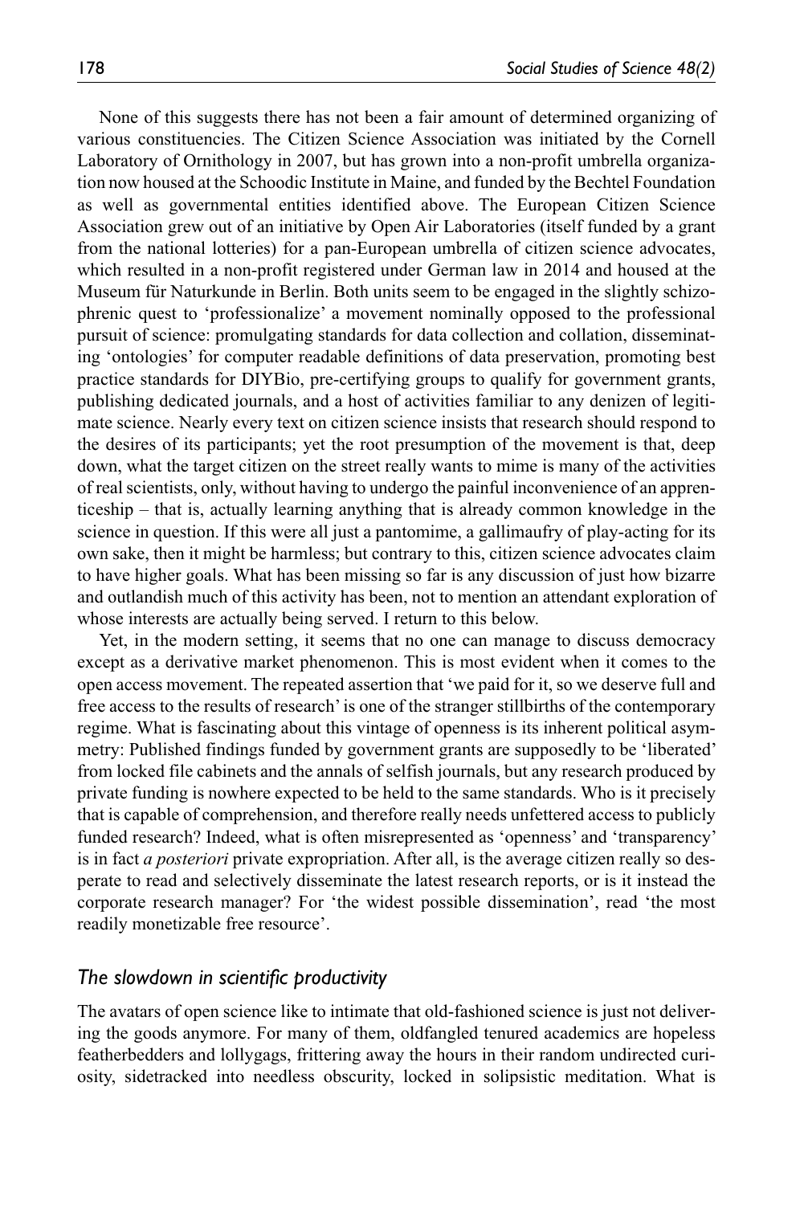None of this suggests there has not been a fair amount of determined organizing of various constituencies. The Citizen Science Association was initiated by the Cornell Laboratory of Ornithology in 2007, but has grown into a non-profit umbrella organization now housed at the Schoodic Institute in Maine, and funded by the Bechtel Foundation as well as governmental entities identified above. The European Citizen Science Association grew out of an initiative by Open Air Laboratories (itself funded by a grant from the national lotteries) for a pan-European umbrella of citizen science advocates, which resulted in a non-profit registered under German law in 2014 and housed at the Museum für Naturkunde in Berlin. Both units seem to be engaged in the slightly schizophrenic quest to 'professionalize' a movement nominally opposed to the professional pursuit of science: promulgating standards for data collection and collation, disseminating 'ontologies' for computer readable definitions of data preservation, promoting best practice standards for DIYBio, pre-certifying groups to qualify for government grants, publishing dedicated journals, and a host of activities familiar to any denizen of legitimate science. Nearly every text on citizen science insists that research should respond to the desires of its participants; yet the root presumption of the movement is that, deep down, what the target citizen on the street really wants to mime is many of the activities of real scientists, only, without having to undergo the painful inconvenience of an apprenticeship – that is, actually learning anything that is already common knowledge in the science in question. If this were all just a pantomime, a gallimaufry of play-acting for its own sake, then it might be harmless; but contrary to this, citizen science advocates claim to have higher goals. What has been missing so far is any discussion of just how bizarre and outlandish much of this activity has been, not to mention an attendant exploration of whose interests are actually being served. I return to this below.

Yet, in the modern setting, it seems that no one can manage to discuss democracy except as a derivative market phenomenon. This is most evident when it comes to the open access movement. The repeated assertion that 'we paid for it, so we deserve full and free access to the results of research' is one of the stranger stillbirths of the contemporary regime. What is fascinating about this vintage of openness is its inherent political asymmetry: Published findings funded by government grants are supposedly to be 'liberated' from locked file cabinets and the annals of selfish journals, but any research produced by private funding is nowhere expected to be held to the same standards. Who is it precisely that is capable of comprehension, and therefore really needs unfettered access to publicly funded research? Indeed, what is often misrepresented as 'openness' and 'transparency' is in fact *a posteriori* private expropriation. After all, is the average citizen really so desperate to read and selectively disseminate the latest research reports, or is it instead the corporate research manager? For 'the widest possible dissemination', read 'the most readily monetizable free resource'.

## *The slowdown in scientific productivity*

The avatars of open science like to intimate that old-fashioned science is just not delivering the goods anymore. For many of them, oldfangled tenured academics are hopeless featherbedders and lollygags, frittering away the hours in their random undirected curiosity, sidetracked into needless obscurity, locked in solipsistic meditation. What is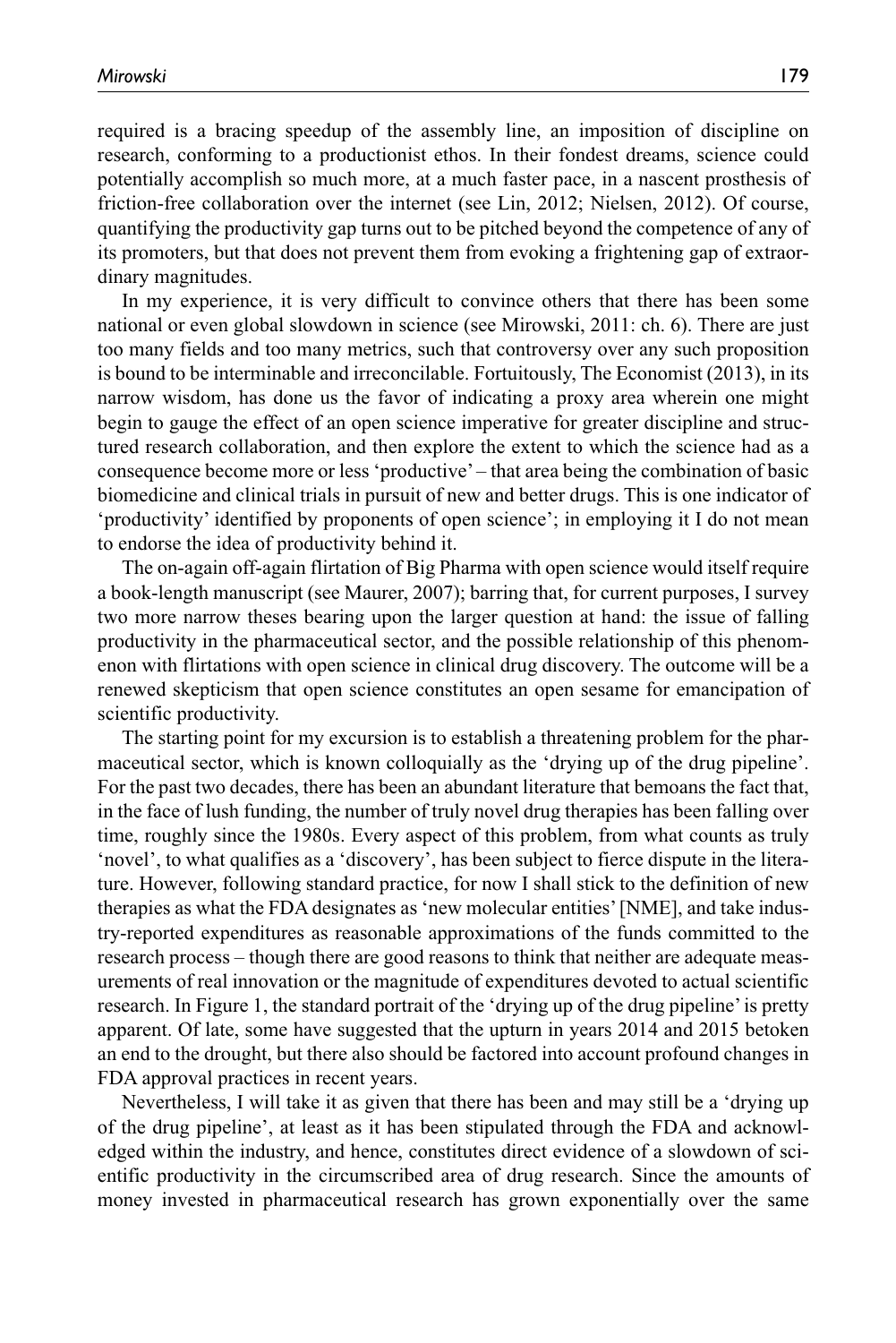required is a bracing speedup of the assembly line, an imposition of discipline on research, conforming to a productionist ethos. In their fondest dreams, science could potentially accomplish so much more, at a much faster pace, in a nascent prosthesis of friction-free collaboration over the internet (see Lin, 2012; Nielsen, 2012). Of course, quantifying the productivity gap turns out to be pitched beyond the competence of any of its promoters, but that does not prevent them from evoking a frightening gap of extraordinary magnitudes.

In my experience, it is very difficult to convince others that there has been some national or even global slowdown in science (see Mirowski, 2011: ch. 6). There are just too many fields and too many metrics, such that controversy over any such proposition is bound to be interminable and irreconcilable. Fortuitously, The Economist (2013), in its narrow wisdom, has done us the favor of indicating a proxy area wherein one might begin to gauge the effect of an open science imperative for greater discipline and structured research collaboration, and then explore the extent to which the science had as a consequence become more or less 'productive' – that area being the combination of basic biomedicine and clinical trials in pursuit of new and better drugs. This is one indicator of 'productivity' identified by proponents of open science'; in employing it I do not mean to endorse the idea of productivity behind it.

The on-again off-again flirtation of Big Pharma with open science would itself require a book-length manuscript (see Maurer, 2007); barring that, for current purposes, I survey two more narrow theses bearing upon the larger question at hand: the issue of falling productivity in the pharmaceutical sector, and the possible relationship of this phenomenon with flirtations with open science in clinical drug discovery. The outcome will be a renewed skepticism that open science constitutes an open sesame for emancipation of scientific productivity.

The starting point for my excursion is to establish a threatening problem for the pharmaceutical sector, which is known colloquially as the 'drying up of the drug pipeline'. For the past two decades, there has been an abundant literature that bemoans the fact that, in the face of lush funding, the number of truly novel drug therapies has been falling over time, roughly since the 1980s. Every aspect of this problem, from what counts as truly 'novel', to what qualifies as a 'discovery', has been subject to fierce dispute in the literature. However, following standard practice, for now I shall stick to the definition of new therapies as what the FDA designates as 'new molecular entities' [NME], and take industry-reported expenditures as reasonable approximations of the funds committed to the research process – though there are good reasons to think that neither are adequate measurements of real innovation or the magnitude of expenditures devoted to actual scientific research. In Figure 1, the standard portrait of the 'drying up of the drug pipeline' is pretty apparent. Of late, some have suggested that the upturn in years 2014 and 2015 betoken an end to the drought, but there also should be factored into account profound changes in FDA approval practices in recent years.

Nevertheless, I will take it as given that there has been and may still be a 'drying up of the drug pipeline', at least as it has been stipulated through the FDA and acknowledged within the industry, and hence, constitutes direct evidence of a slowdown of scientific productivity in the circumscribed area of drug research. Since the amounts of money invested in pharmaceutical research has grown exponentially over the same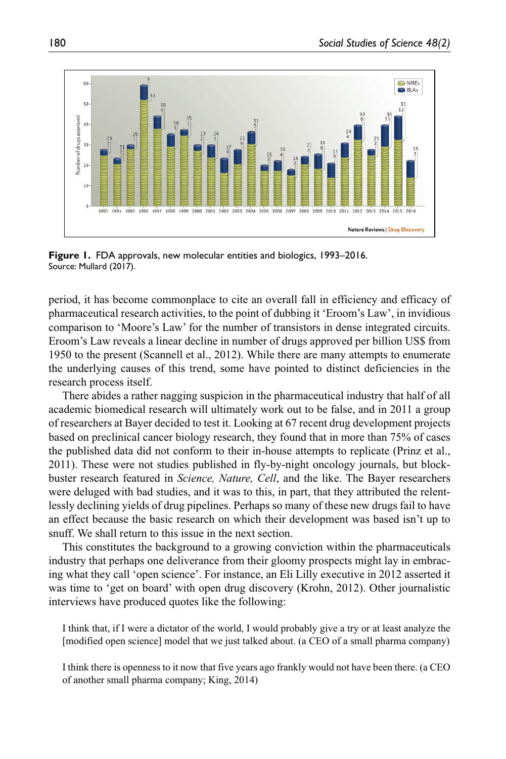**Figure 1.** FDA approvals, new molecular entities and biologics, 1993–2016.
Source: Mullard (2017).

period, it has become commonplace to cite an overall fall in efficiency and efficacy of pharmaceutical research activities, to the point of dubbing it 'Eroom's Law', in invidious comparison to 'Moore's Law' for the number of transistors in dense integrated circuits. Eroom's Law reveals a linear decline in number of drugs approved per billion US$ from 1950 to the present (Scannell et al., 2012). While there are many attempts to enumerate the underlying causes of this trend, some have pointed to distinct deficiencies in the research process itself.

There abides a rather nagging suspicion in the pharmaceutical industry that half of all academic biomedical research will ultimately work out to be false, and in 2011 a group of researchers at Bayer decided to test it. Looking at 67 recent drug development projects based on preclinical cancer biology research, they found that in more than 75% of cases the published data did not conform to their in-house attempts to replicate (Prinz et al., 2011). These were not studies published in fly-by-night oncology journals, but blockbuster research featured in *Science, Nature, Cell*, and the like. The Bayer researchers were deluged with bad studies, and it was to this, in part, that they attributed the relentlessly declining yields of drug pipelines. Perhaps so many of these new drugs fail to have an effect because the basic research on which their development was based isn't up to snuff. We shall return to this issue in the next section.

This constitutes the background to a growing conviction within the pharmaceuticals industry that perhaps one deliverance from their gloomy prospects might lay in embracing what they call 'open science'. For instance, an Eli Lilly executive in 2012 asserted it was time to 'get on board' with open drug discovery (Krohn, 2012). Other journalistic interviews have produced quotes like the following:

> I think that, if I were a dictator of the world, I would probably give a try or at least analyze the [modified open science] model that we just talked about. (a CEO of a small pharma company)

> I think there is openness to it now that five years ago frankly would not have been there. (a CEO of another small pharma company; King, 2014)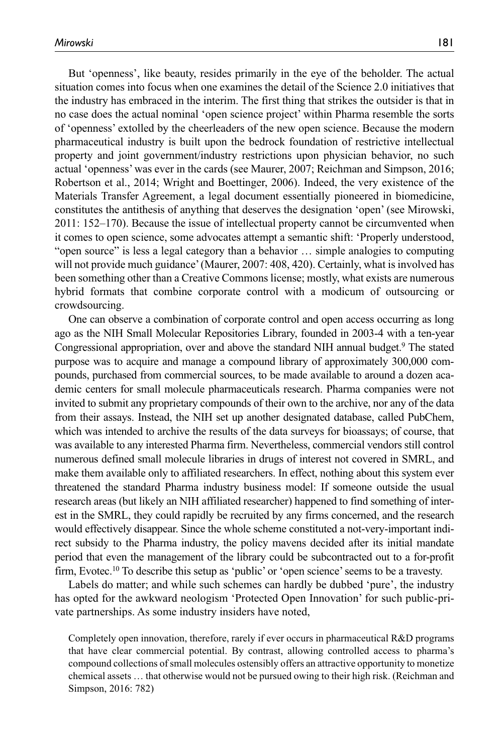But 'openness', like beauty, resides primarily in the eye of the beholder. The actual situation comes into focus when one examines the detail of the Science 2.0 initiatives that the industry has embraced in the interim. The first thing that strikes the outsider is that in no case does the actual nominal 'open science project' within Pharma resemble the sorts of 'openness' extolled by the cheerleaders of the new open science. Because the modern pharmaceutical industry is built upon the bedrock foundation of restrictive intellectual property and joint government/industry restrictions upon physician behavior, no such actual 'openness' was ever in the cards (see Maurer, 2007; Reichman and Simpson, 2016; Robertson et al., 2014; Wright and Boettinger, 2006). Indeed, the very existence of the Materials Transfer Agreement, a legal document essentially pioneered in biomedicine, constitutes the antithesis of anything that deserves the designation 'open' (see Mirowski, 2011: 152–170). Because the issue of intellectual property cannot be circumvented when it comes to open science, some advocates attempt a semantic shift: 'Properly understood, "open source" is less a legal category than a behavior … simple analogies to computing will not provide much guidance' (Maurer, 2007: 408, 420). Certainly, what is involved has been something other than a Creative Commons license; mostly, what exists are numerous hybrid formats that combine corporate control with a modicum of outsourcing or crowdsourcing.

One can observe a combination of corporate control and open access occurring as long ago as the NIH Small Molecular Repositories Library, founded in 2003-4 with a ten-year Congressional appropriation, over and above the standard NIH annual budget.[9] The stated purpose was to acquire and manage a compound library of approximately 300,000 compounds, purchased from commercial sources, to be made available to around a dozen academic centers for small molecule pharmaceuticals research. Pharma companies were not invited to submit any proprietary compounds of their own to the archive, nor any of the data from their assays. Instead, the NIH set up another designated database, called PubChem, which was intended to archive the results of the data surveys for bioassays; of course, that was available to any interested Pharma firm. Nevertheless, commercial vendors still control numerous defined small molecule libraries in drugs of interest not covered in SMRL, and make them available only to affiliated researchers. In effect, nothing about this system ever threatened the standard Pharma industry business model: If someone outside the usual research areas (but likely an NIH affiliated researcher) happened to find something of interest in the SMRL, they could rapidly be recruited by any firms concerned, and the research would effectively disappear. Since the whole scheme constituted a not-very-important indirect subsidy to the Pharma industry, the policy mavens decided after its initial mandate period that even the management of the library could be subcontracted out to a for-profit firm, Evotec.[10] To describe this setup as 'public' or 'open science' seems to be a travesty.

Labels do matter; and while such schemes can hardly be dubbed 'pure', the industry has opted for the awkward neologism 'Protected Open Innovation' for such public-private partnerships. As some industry insiders have noted,

> Completely open innovation, therefore, rarely if ever occurs in pharmaceutical R&D programs that have clear commercial potential. By contrast, allowing controlled access to pharma's compound collections of small molecules ostensibly offers an attractive opportunity to monetize chemical assets … that otherwise would not be pursued owing to their high risk. (Reichman and Simpson, 2016: 782)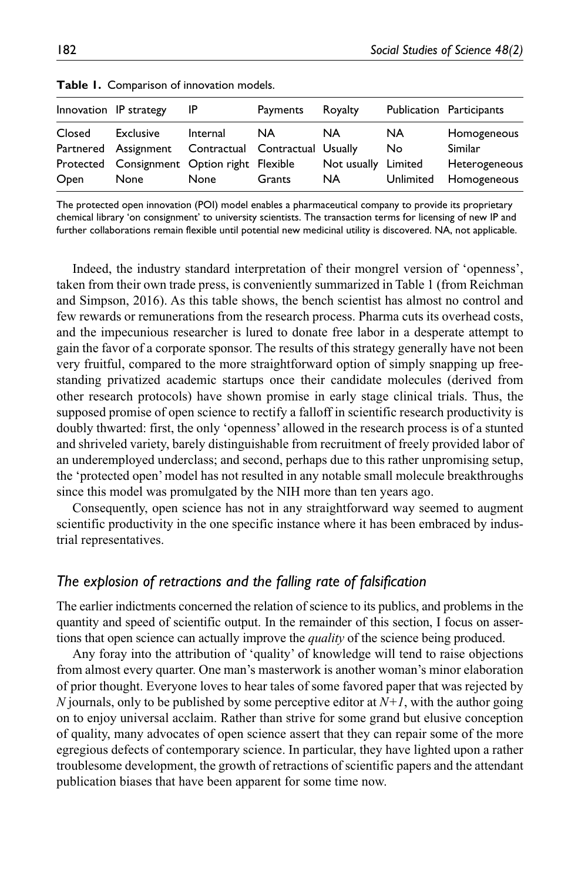**Table 1.** Comparison of innovation models.

| Innovation | IP strategy | IP | Payments | Royalty | Publication | Participants |
|---|---|---|---|---|---|---|
| Closed | Exclusive | Internal | NA | NA | NA | Homogeneous |
| Partnered | Assignment | Contractual | Contractual | Usually | No | Similar |
| Protected | Consignment | Option right | Flexible | Not usually | Limited | Heterogeneous |
| Open | None | None | Grants | NA | Unlimited | Homogeneous |

The protected open innovation (POI) model enables a pharmaceutical company to provide its proprietary chemical library 'on consignment' to university scientists. The transaction terms for licensing of new IP and further collaborations remain flexible until potential new medicinal utility is discovered. NA, not applicable.

Indeed, the industry standard interpretation of their mongrel version of 'openness', taken from their own trade press, is conveniently summarized in Table 1 (from Reichman and Simpson, 2016). As this table shows, the bench scientist has almost no control and few rewards or remunerations from the research process. Pharma cuts its overhead costs, and the impecunious researcher is lured to donate free labor in a desperate attempt to gain the favor of a corporate sponsor. The results of this strategy generally have not been very fruitful, compared to the more straightforward option of simply snapping up free-standing privatized academic startups once their candidate molecules (derived from other research protocols) have shown promise in early stage clinical trials. Thus, the supposed promise of open science to rectify a falloff in scientific research productivity is doubly thwarted: first, the only 'openness' allowed in the research process is of a stunted and shriveled variety, barely distinguishable from recruitment of freely provided labor of an underemployed underclass; and second, perhaps due to this rather unpromising setup, the 'protected open' model has not resulted in any notable small molecule breakthroughs since this model was promulgated by the NIH more than ten years ago.

Consequently, open science has not in any straightforward way seemed to augment scientific productivity in the one specific instance where it has been embraced by industrial representatives.

### *The explosion of retractions and the falling rate of falsification*

The earlier indictments concerned the relation of science to its publics, and problems in the quantity and speed of scientific output. In the remainder of this section, I focus on assertions that open science can actually improve the *quality* of the science being produced.

Any foray into the attribution of 'quality' of knowledge will tend to raise objections from almost every quarter. One man's masterwork is another woman's minor elaboration of prior thought. Everyone loves to hear tales of some favored paper that was rejected by $N$ journals, only to be published by some perceptive editor at $N+1$, with the author going on to enjoy universal acclaim. Rather than strive for some grand but elusive conception of quality, many advocates of open science assert that they can repair some of the more egregious defects of contemporary science. In particular, they have lighted upon a rather troublesome development, the growth of retractions of scientific papers and the attendant publication biases that have been apparent for some time now.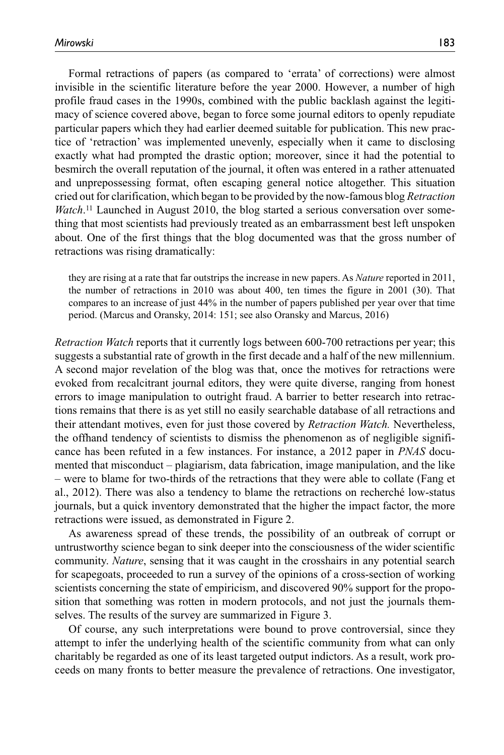Formal retractions of papers (as compared to 'errata' of corrections) were almost invisible in the scientific literature before the year 2000. However, a number of high profile fraud cases in the 1990s, combined with the public backlash against the legitimacy of science covered above, began to force some journal editors to openly repudiate particular papers which they had earlier deemed suitable for publication. This new practice of 'retraction' was implemented unevenly, especially when it came to disclosing exactly what had prompted the drastic option; moreover, since it had the potential to besmirch the overall reputation of the journal, it often was entered in a rather attenuated and unprepossessing format, often escaping general notice altogether. This situation cried out for clarification, which began to be provided by the now-famous blog *Retraction Watch*.[11] Launched in August 2010, the blog started a serious conversation over something that most scientists had previously treated as an embarrassment best left unspoken about. One of the first things that the blog documented was that the gross number of retractions was rising dramatically:

> they are rising at a rate that far outstrips the increase in new papers. As *Nature* reported in 2011, the number of retractions in 2010 was about 400, ten times the figure in 2001 (30). That compares to an increase of just 44% in the number of papers published per year over that time period. (Marcus and Oransky, 2014: 151; see also Oransky and Marcus, 2016)

*Retraction Watch* reports that it currently logs between 600-700 retractions per year; this suggests a substantial rate of growth in the first decade and a half of the new millennium. A second major revelation of the blog was that, once the motives for retractions were evoked from recalcitrant journal editors, they were quite diverse, ranging from honest errors to image manipulation to outright fraud. A barrier to better research into retractions remains that there is as yet still no easily searchable database of all retractions and their attendant motives, even for just those covered by *Retraction Watch.* Nevertheless, the offhand tendency of scientists to dismiss the phenomenon as of negligible significance has been refuted in a few instances. For instance, a 2012 paper in *PNAS* documented that misconduct – plagiarism, data fabrication, image manipulation, and the like – were to blame for two-thirds of the retractions that they were able to collate (Fang et al., 2012). There was also a tendency to blame the retractions on recherché low-status journals, but a quick inventory demonstrated that the higher the impact factor, the more retractions were issued, as demonstrated in Figure 2.

As awareness spread of these trends, the possibility of an outbreak of corrupt or untrustworthy science began to sink deeper into the consciousness of the wider scientific community. *Nature*, sensing that it was caught in the crosshairs in any potential search for scapegoats, proceeded to run a survey of the opinions of a cross-section of working scientists concerning the state of empiricism, and discovered 90% support for the proposition that something was rotten in modern protocols, and not just the journals themselves. The results of the survey are summarized in Figure 3.

Of course, any such interpretations were bound to prove controversial, since they attempt to infer the underlying health of the scientific community from what can only charitably be regarded as one of its least targeted output indictors. As a result, work proceeds on many fronts to better measure the prevalence of retractions. One investigator,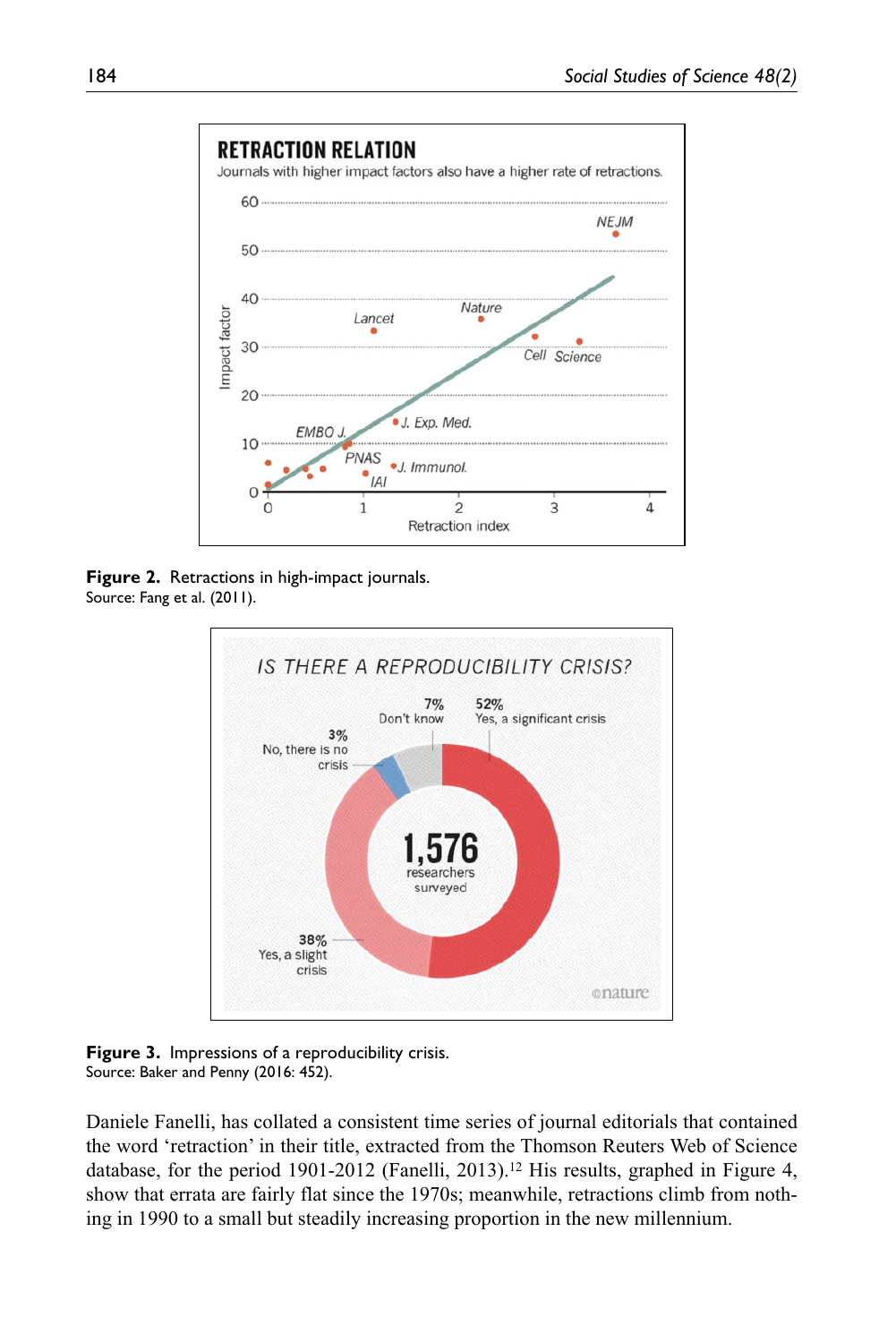**Figure 2.** Retractions in high-impact journals.
Source: Fang et al. (2011).

**Figure 3.** Impressions of a reproducibility crisis.
Source: Baker and Penny (2016: 452).

Daniele Fanelli, has collated a consistent time series of journal editorials that contained the word 'retraction' in their title, extracted from the Thomson Reuters Web of Science database, for the period 1901-2012 (Fanelli, 2013).[12] His results, graphed in Figure 4, show that errata are fairly flat since the 1970s; meanwhile, retractions climb from nothing in 1990 to a small but steadily increasing proportion in the new millennium.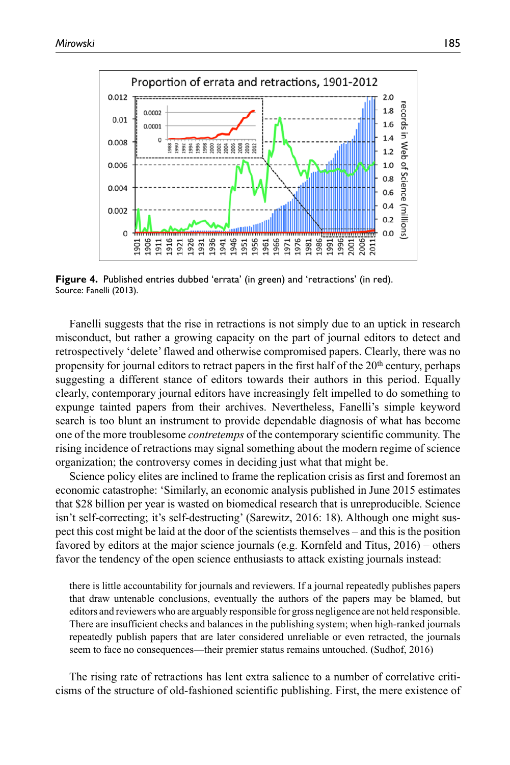**Figure 4.** Published entries dubbed 'errata' (in green) and 'retractions' (in red).
Source: Fanelli (2013).

Fanelli suggests that the rise in retractions is not simply due to an uptick in research misconduct, but rather a growing capacity on the part of journal editors to detect and retrospectively 'delete' flawed and otherwise compromised papers. Clearly, there was no propensity for journal editors to retract papers in the first half of the 20th century, perhaps suggesting a different stance of editors towards their authors in this period. Equally clearly, contemporary journal editors have increasingly felt impelled to do something to expunge tainted papers from their archives. Nevertheless, Fanelli's simple keyword search is too blunt an instrument to provide dependable diagnosis of what has become one of the more troublesome *contretemps* of the contemporary scientific community. The rising incidence of retractions may signal something about the modern regime of science organization; the controversy comes in deciding just what that might be.

Science policy elites are inclined to frame the replication crisis as first and foremost an economic catastrophe: 'Similarly, an economic analysis published in June 2015 estimates that $28 billion per year is wasted on biomedical research that is unreproducible. Science isn't self-correcting; it's self-destructing' (Sarewitz, 2016: 18). Although one might suspect this cost might be laid at the door of the scientists themselves – and this is the position favored by editors at the major science journals (e.g. Kornfeld and Titus, 2016) – others favor the tendency of the open science enthusiasts to attack existing journals instead:

> there is little accountability for journals and reviewers. If a journal repeatedly publishes papers that draw untenable conclusions, eventually the authors of the papers may be blamed, but editors and reviewers who are arguably responsible for gross negligence are not held responsible. There are insufficient checks and balances in the publishing system; when high-ranked journals repeatedly publish papers that are later considered unreliable or even retracted, the journals seem to face no consequences—their premier status remains untouched. (Sudhof, 2016)

The rising rate of retractions has lent extra salience to a number of correlative criticisms of the structure of old-fashioned scientific publishing. First, the mere existence of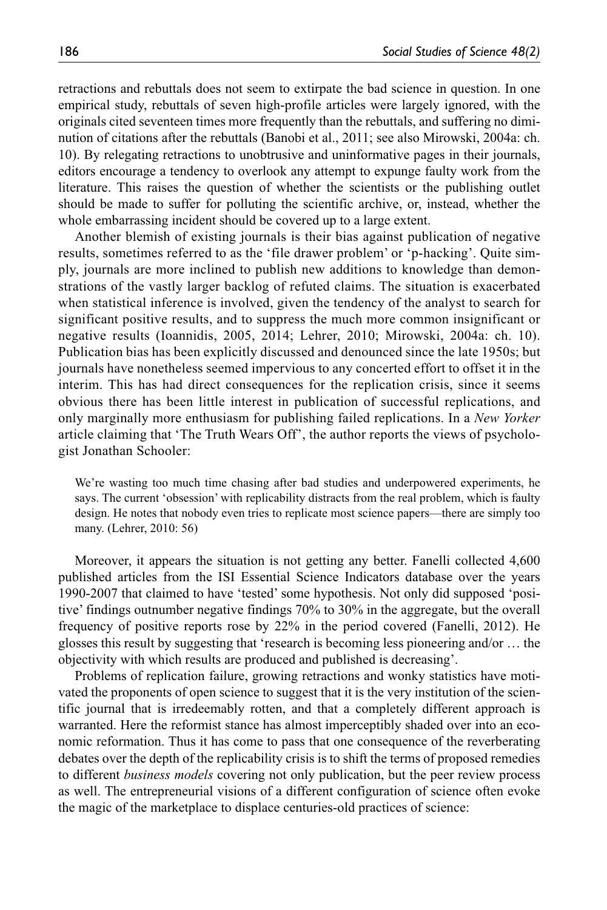retractions and rebuttals does not seem to extirpate the bad science in question. In one empirical study, rebuttals of seven high-profile articles were largely ignored, with the originals cited seventeen times more frequently than the rebuttals, and suffering no diminution of citations after the rebuttals (Banobi et al., 2011; see also Mirowski, 2004a: ch. 10). By relegating retractions to unobtrusive and uninformative pages in their journals, editors encourage a tendency to overlook any attempt to expunge faulty work from the literature. This raises the question of whether the scientists or the publishing outlet should be made to suffer for polluting the scientific archive, or, instead, whether the whole embarrassing incident should be covered up to a large extent.

Another blemish of existing journals is their bias against publication of negative results, sometimes referred to as the 'file drawer problem' or 'p-hacking'. Quite simply, journals are more inclined to publish new additions to knowledge than demonstrations of the vastly larger backlog of refuted claims. The situation is exacerbated when statistical inference is involved, given the tendency of the analyst to search for significant positive results, and to suppress the much more common insignificant or negative results (Ioannidis, 2005, 2014; Lehrer, 2010; Mirowski, 2004a: ch. 10). Publication bias has been explicitly discussed and denounced since the late 1950s; but journals have nonetheless seemed impervious to any concerted effort to offset it in the interim. This has had direct consequences for the replication crisis, since it seems obvious there has been little interest in publication of successful replications, and only marginally more enthusiasm for publishing failed replications. In a *New Yorker* article claiming that 'The Truth Wears Off', the author reports the views of psychologist Jonathan Schooler:

> We're wasting too much time chasing after bad studies and underpowered experiments, he says. The current 'obsession' with replicability distracts from the real problem, which is faulty design. He notes that nobody even tries to replicate most science papers—there are simply too many. (Lehrer, 2010: 56)

Moreover, it appears the situation is not getting any better. Fanelli collected 4,600 published articles from the ISI Essential Science Indicators database over the years 1990-2007 that claimed to have 'tested' some hypothesis. Not only did supposed 'positive' findings outnumber negative findings 70% to 30% in the aggregate, but the overall frequency of positive reports rose by 22% in the period covered (Fanelli, 2012). He glosses this result by suggesting that 'research is becoming less pioneering and/or … the objectivity with which results are produced and published is decreasing'.

Problems of replication failure, growing retractions and wonky statistics have motivated the proponents of open science to suggest that it is the very institution of the scientific journal that is irredeemably rotten, and that a completely different approach is warranted. Here the reformist stance has almost imperceptibly shaded over into an economic reformation. Thus it has come to pass that one consequence of the reverberating debates over the depth of the replicability crisis is to shift the terms of proposed remedies to different *business models* covering not only publication, but the peer review process as well. The entrepreneurial visions of a different configuration of science often evoke the magic of the marketplace to displace centuries-old practices of science: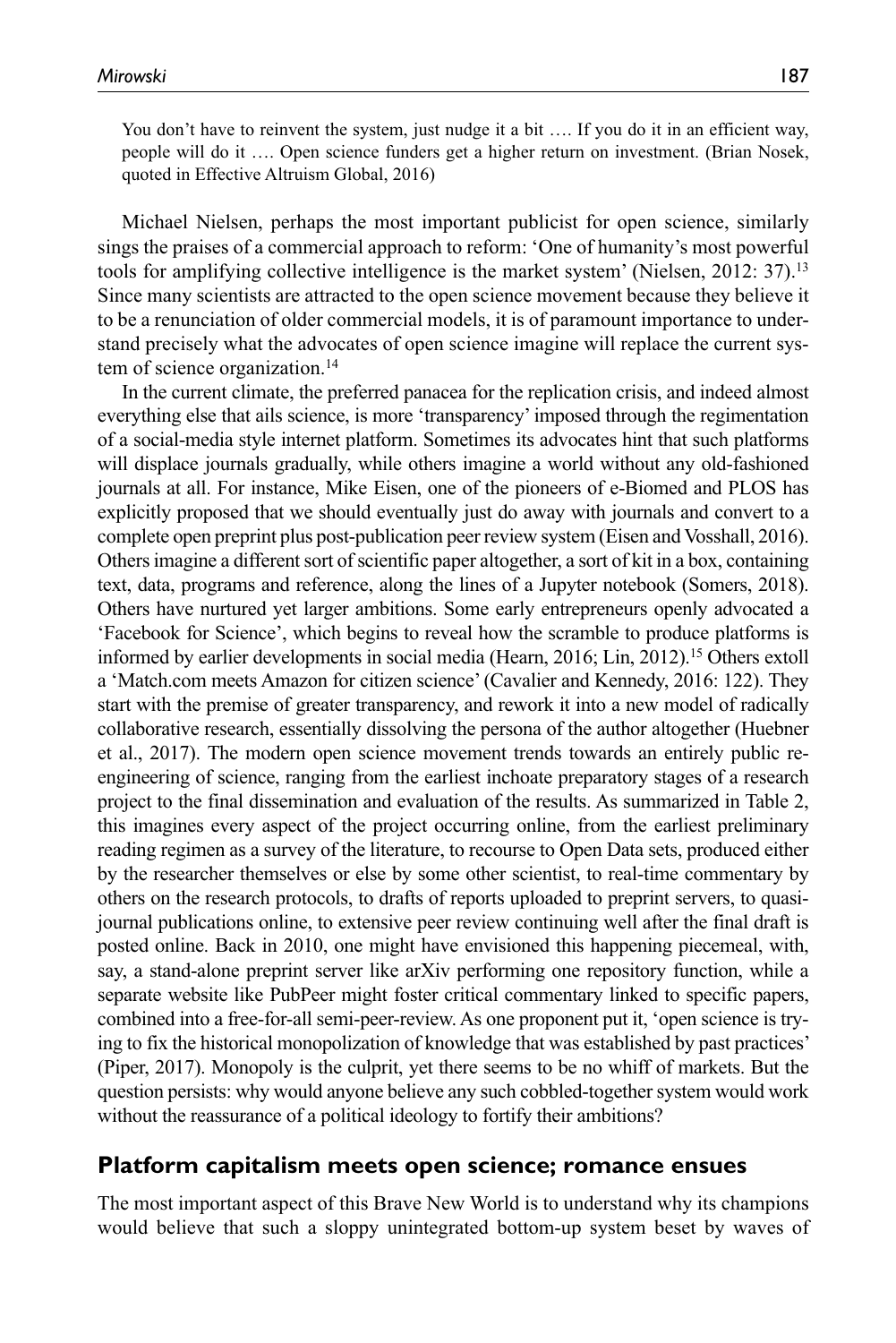> You don't have to reinvent the system, just nudge it a bit …. If you do it in an efficient way, people will do it …. Open science funders get a higher return on investment. (Brian Nosek, quoted in Effective Altruism Global, 2016)

Michael Nielsen, perhaps the most important publicist for open science, similarly sings the praises of a commercial approach to reform: 'One of humanity's most powerful tools for amplifying collective intelligence is the market system' (Nielsen, 2012: 37).[13] Since many scientists are attracted to the open science movement because they believe it to be a renunciation of older commercial models, it is of paramount importance to understand precisely what the advocates of open science imagine will replace the current system of science organization.[14]

In the current climate, the preferred panacea for the replication crisis, and indeed almost everything else that ails science, is more 'transparency' imposed through the regimentation of a social-media style internet platform. Sometimes its advocates hint that such platforms will displace journals gradually, while others imagine a world without any old-fashioned journals at all. For instance, Mike Eisen, one of the pioneers of e-Biomed and PLOS has explicitly proposed that we should eventually just do away with journals and convert to a complete open preprint plus post-publication peer review system (Eisen and Vosshall, 2016). Others imagine a different sort of scientific paper altogether, a sort of kit in a box, containing text, data, programs and reference, along the lines of a Jupyter notebook (Somers, 2018). Others have nurtured yet larger ambitions. Some early entrepreneurs openly advocated a 'Facebook for Science', which begins to reveal how the scramble to produce platforms is informed by earlier developments in social media (Hearn, 2016; Lin, 2012).[15] Others extoll a 'Match.com meets Amazon for citizen science' (Cavalier and Kennedy, 2016: 122). They start with the premise of greater transparency, and rework it into a new model of radically collaborative research, essentially dissolving the persona of the author altogether (Huebner et al., 2017). The modern open science movement trends towards an entirely public re-engineering of science, ranging from the earliest inchoate preparatory stages of a research project to the final dissemination and evaluation of the results. As summarized in Table 2, this imagines every aspect of the project occurring online, from the earliest preliminary reading regimen as a survey of the literature, to recourse to Open Data sets, produced either by the researcher themselves or else by some other scientist, to real-time commentary by others on the research protocols, to drafts of reports uploaded to preprint servers, to quasi-journal publications online, to extensive peer review continuing well after the final draft is posted online. Back in 2010, one might have envisioned this happening piecemeal, with, say, a stand-alone preprint server like arXiv performing one repository function, while a separate website like PubPeer might foster critical commentary linked to specific papers, combined into a free-for-all semi-peer-review. As one proponent put it, 'open science is trying to fix the historical monopolization of knowledge that was established by past practices' (Piper, 2017). Monopoly is the culprit, yet there seems to be no whiff of markets. But the question persists: why would anyone believe any such cobbled-together system would work without the reassurance of a political ideology to fortify their ambitions?

## Platform capitalism meets open science; romance ensues

The most important aspect of this Brave New World is to understand why its champions would believe that such a sloppy unintegrated bottom-up system beset by waves of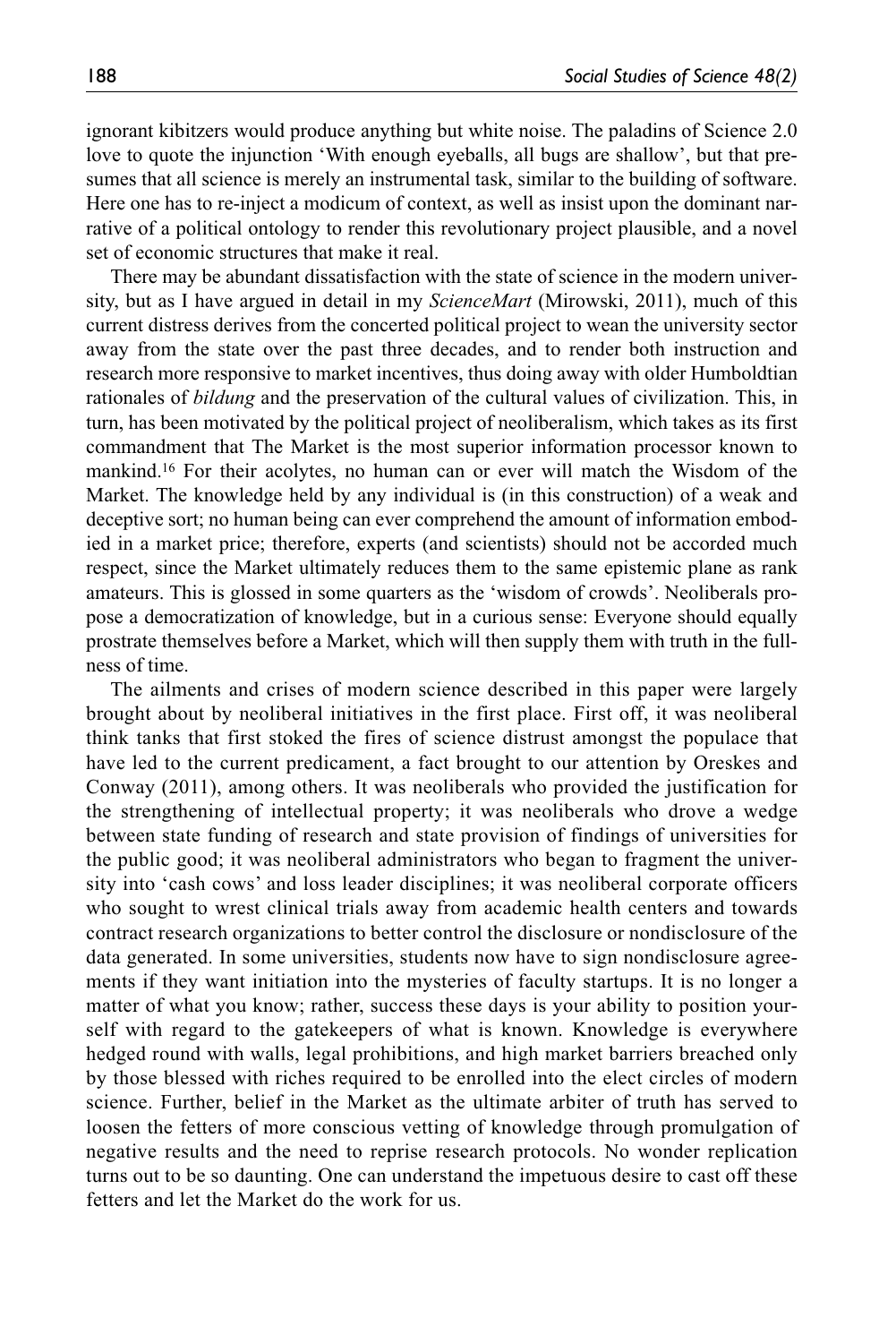ignorant kibitzers would produce anything but white noise. The paladins of Science 2.0 love to quote the injunction 'With enough eyeballs, all bugs are shallow', but that presumes that all science is merely an instrumental task, similar to the building of software. Here one has to re-inject a modicum of context, as well as insist upon the dominant narrative of a political ontology to render this revolutionary project plausible, and a novel set of economic structures that make it real.

There may be abundant dissatisfaction with the state of science in the modern university, but as I have argued in detail in my *ScienceMart* (Mirowski, 2011), much of this current distress derives from the concerted political project to wean the university sector away from the state over the past three decades, and to render both instruction and research more responsive to market incentives, thus doing away with older Humboldtian rationales of *bildung* and the preservation of the cultural values of civilization. This, in turn, has been motivated by the political project of neoliberalism, which takes as its first commandment that The Market is the most superior information processor known to mankind.[16] For their acolytes, no human can or ever will match the Wisdom of the Market. The knowledge held by any individual is (in this construction) of a weak and deceptive sort; no human being can ever comprehend the amount of information embodied in a market price; therefore, experts (and scientists) should not be accorded much respect, since the Market ultimately reduces them to the same epistemic plane as rank amateurs. This is glossed in some quarters as the 'wisdom of crowds'. Neoliberals propose a democratization of knowledge, but in a curious sense: Everyone should equally prostrate themselves before a Market, which will then supply them with truth in the fullness of time.

The ailments and crises of modern science described in this paper were largely brought about by neoliberal initiatives in the first place. First off, it was neoliberal think tanks that first stoked the fires of science distrust amongst the populace that have led to the current predicament, a fact brought to our attention by Oreskes and Conway (2011), among others. It was neoliberals who provided the justification for the strengthening of intellectual property; it was neoliberals who drove a wedge between state funding of research and state provision of findings of universities for the public good; it was neoliberal administrators who began to fragment the university into 'cash cows' and loss leader disciplines; it was neoliberal corporate officers who sought to wrest clinical trials away from academic health centers and towards contract research organizations to better control the disclosure or nondisclosure of the data generated. In some universities, students now have to sign nondisclosure agreements if they want initiation into the mysteries of faculty startups. It is no longer a matter of what you know; rather, success these days is your ability to position yourself with regard to the gatekeepers of what is known. Knowledge is everywhere hedged round with walls, legal prohibitions, and high market barriers breached only by those blessed with riches required to be enrolled into the elect circles of modern science. Further, belief in the Market as the ultimate arbiter of truth has served to loosen the fetters of more conscious vetting of knowledge through promulgation of negative results and the need to reprise research protocols. No wonder replication turns out to be so daunting. One can understand the impetuous desire to cast off these fetters and let the Market do the work for us.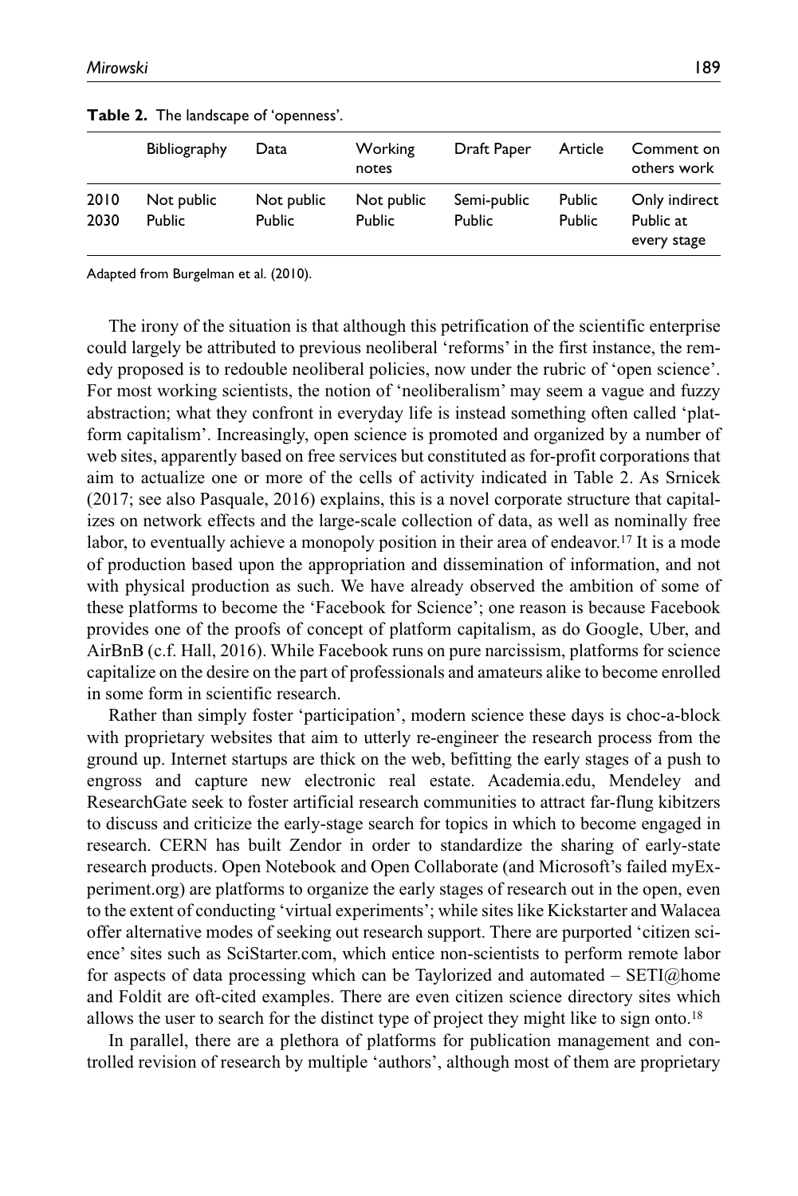**Table 2.** The landscape of 'openness'.

| | Bibliography | Data | Working notes | Draft Paper | Article | Comment on others work |
|---|---|---|---|---|---|---|
| 2010 | Not public | Not public | Not public | Semi-public | Public | Only indirect |
| 2030 | Public | Public | Public | Public | Public | Public at every stage |

Adapted from Burgelman et al. (2010).

The irony of the situation is that although this petrification of the scientific enterprise could largely be attributed to previous neoliberal 'reforms' in the first instance, the remedy proposed is to redouble neoliberal policies, now under the rubric of 'open science'. For most working scientists, the notion of 'neoliberalism' may seem a vague and fuzzy abstraction; what they confront in everyday life is instead something often called 'platform capitalism'. Increasingly, open science is promoted and organized by a number of web sites, apparently based on free services but constituted as for-profit corporations that aim to actualize one or more of the cells of activity indicated in Table 2. As Srnicek (2017; see also Pasquale, 2016) explains, this is a novel corporate structure that capitalizes on network effects and the large-scale collection of data, as well as nominally free labor, to eventually achieve a monopoly position in their area of endeavor.[17] It is a mode of production based upon the appropriation and dissemination of information, and not with physical production as such. We have already observed the ambition of some of these platforms to become the 'Facebook for Science'; one reason is because Facebook provides one of the proofs of concept of platform capitalism, as do Google, Uber, and AirBnB (c.f. Hall, 2016). While Facebook runs on pure narcissism, platforms for science capitalize on the desire on the part of professionals and amateurs alike to become enrolled in some form in scientific research.

Rather than simply foster 'participation', modern science these days is choc-a-block with proprietary websites that aim to utterly re-engineer the research process from the ground up. Internet startups are thick on the web, befitting the early stages of a push to engross and capture new electronic real estate. Academia.edu, Mendeley and ResearchGate seek to foster artificial research communities to attract far-flung kibitzers to discuss and criticize the early-stage search for topics in which to become engaged in research. CERN has built Zendor in order to standardize the sharing of early-state research products. Open Notebook and Open Collaborate (and Microsoft's failed myExperiment.org) are platforms to organize the early stages of research out in the open, even to the extent of conducting 'virtual experiments'; while sites like Kickstarter and Walacea offer alternative modes of seeking out research support. There are purported 'citizen science' sites such as SciStarter.com, which entice non-scientists to perform remote labor for aspects of data processing which can be Taylorized and automated – SETI@home and Foldit are oft-cited examples. There are even citizen science directory sites which allows the user to search for the distinct type of project they might like to sign onto.[18]

In parallel, there are a plethora of platforms for publication management and controlled revision of research by multiple 'authors', although most of them are proprietary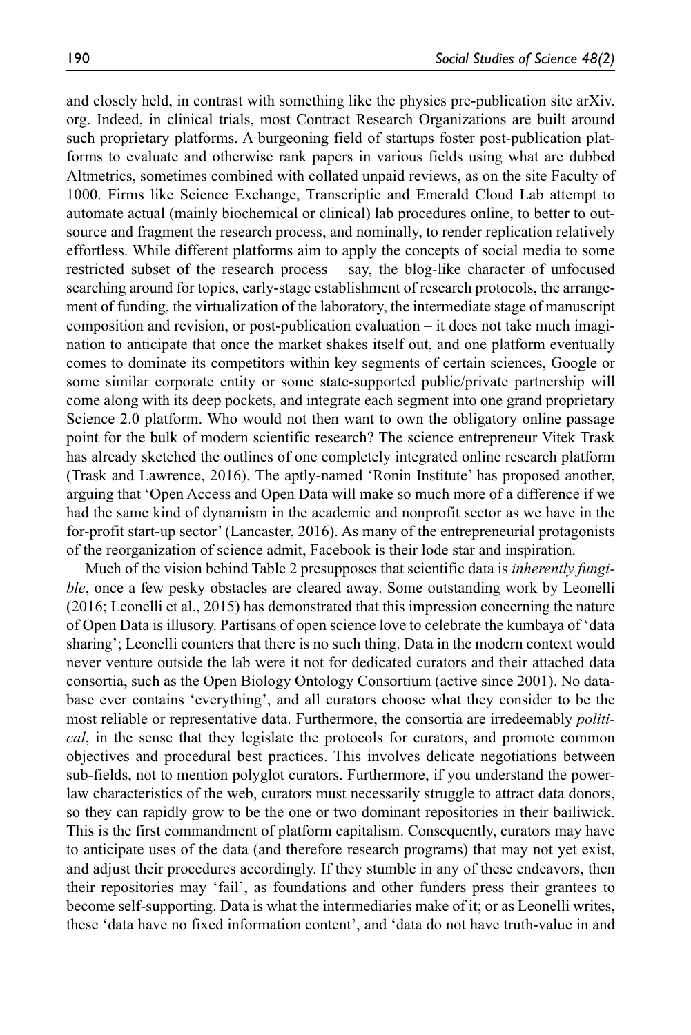and closely held, in contrast with something like the physics pre-publication site arXiv.org. Indeed, in clinical trials, most Contract Research Organizations are built around such proprietary platforms. A burgeoning field of startups foster post-publication platforms to evaluate and otherwise rank papers in various fields using what are dubbed Altmetrics, sometimes combined with collated unpaid reviews, as on the site Faculty of 1000. Firms like Science Exchange, Transcriptic and Emerald Cloud Lab attempt to automate actual (mainly biochemical or clinical) lab procedures online, to better to outsource and fragment the research process, and nominally, to render replication relatively effortless. While different platforms aim to apply the concepts of social media to some restricted subset of the research process – say, the blog-like character of unfocused searching around for topics, early-stage establishment of research protocols, the arrangement of funding, the virtualization of the laboratory, the intermediate stage of manuscript composition and revision, or post-publication evaluation – it does not take much imagination to anticipate that once the market shakes itself out, and one platform eventually comes to dominate its competitors within key segments of certain sciences, Google or some similar corporate entity or some state-supported public/private partnership will come along with its deep pockets, and integrate each segment into one grand proprietary Science 2.0 platform. Who would not then want to own the obligatory online passage point for the bulk of modern scientific research? The science entrepreneur Vitek Trask has already sketched the outlines of one completely integrated online research platform (Trask and Lawrence, 2016). The aptly-named 'Ronin Institute' has proposed another, arguing that 'Open Access and Open Data will make so much more of a difference if we had the same kind of dynamism in the academic and nonprofit sector as we have in the for-profit start-up sector' (Lancaster, 2016). As many of the entrepreneurial protagonists of the reorganization of science admit, Facebook is their lode star and inspiration.

Much of the vision behind Table 2 presupposes that scientific data is *inherently fungible*, once a few pesky obstacles are cleared away. Some outstanding work by Leonelli (2016; Leonelli et al., 2015) has demonstrated that this impression concerning the nature of Open Data is illusory. Partisans of open science love to celebrate the kumbaya of 'data sharing'; Leonelli counters that there is no such thing. Data in the modern context would never venture outside the lab were it not for dedicated curators and their attached data consortia, such as the Open Biology Ontology Consortium (active since 2001). No database ever contains 'everything', and all curators choose what they consider to be the most reliable or representative data. Furthermore, the consortia are irredeemably *political*, in the sense that they legislate the protocols for curators, and promote common objectives and procedural best practices. This involves delicate negotiations between sub-fields, not to mention polyglot curators. Furthermore, if you understand the power-law characteristics of the web, curators must necessarily struggle to attract data donors, so they can rapidly grow to be the one or two dominant repositories in their bailiwick. This is the first commandment of platform capitalism. Consequently, curators may have to anticipate uses of the data (and therefore research programs) that may not yet exist, and adjust their procedures accordingly. If they stumble in any of these endeavors, then their repositories may 'fail', as foundations and other funders press their grantees to become self-supporting. Data is what the intermediaries make of it; or as Leonelli writes, these 'data have no fixed information content', and 'data do not have truth-value in and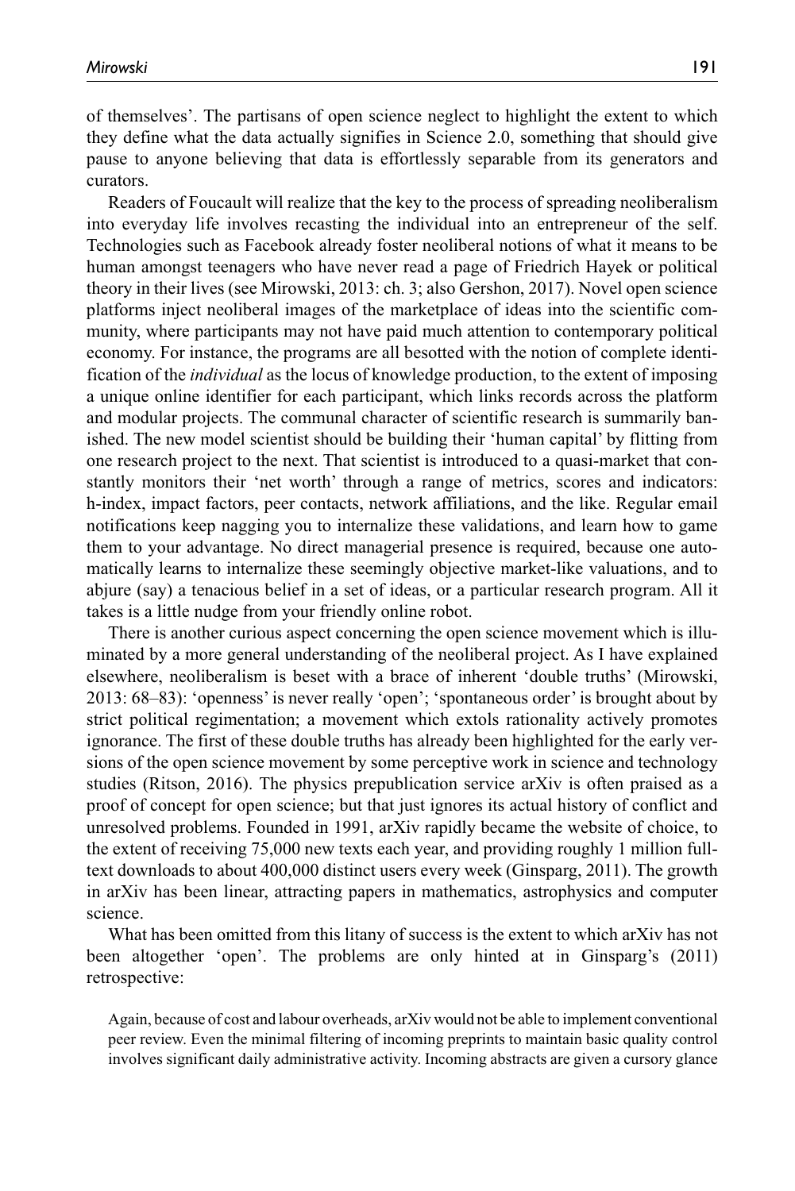of themselves'. The partisans of open science neglect to highlight the extent to which they define what the data actually signifies in Science 2.0, something that should give pause to anyone believing that data is effortlessly separable from its generators and curators.

Readers of Foucault will realize that the key to the process of spreading neoliberalism into everyday life involves recasting the individual into an entrepreneur of the self. Technologies such as Facebook already foster neoliberal notions of what it means to be human amongst teenagers who have never read a page of Friedrich Hayek or political theory in their lives (see Mirowski, 2013: ch. 3; also Gershon, 2017). Novel open science platforms inject neoliberal images of the marketplace of ideas into the scientific community, where participants may not have paid much attention to contemporary political economy. For instance, the programs are all besotted with the notion of complete identification of the *individual* as the locus of knowledge production, to the extent of imposing a unique online identifier for each participant, which links records across the platform and modular projects. The communal character of scientific research is summarily banished. The new model scientist should be building their 'human capital' by flitting from one research project to the next. That scientist is introduced to a quasi-market that constantly monitors their 'net worth' through a range of metrics, scores and indicators: h-index, impact factors, peer contacts, network affiliations, and the like. Regular email notifications keep nagging you to internalize these validations, and learn how to game them to your advantage. No direct managerial presence is required, because one automatically learns to internalize these seemingly objective market-like valuations, and to abjure (say) a tenacious belief in a set of ideas, or a particular research program. All it takes is a little nudge from your friendly online robot.

There is another curious aspect concerning the open science movement which is illuminated by a more general understanding of the neoliberal project. As I have explained elsewhere, neoliberalism is beset with a brace of inherent 'double truths' (Mirowski, 2013: 68–83): 'openness' is never really 'open'; 'spontaneous order' is brought about by strict political regimentation; a movement which extols rationality actively promotes ignorance. The first of these double truths has already been highlighted for the early versions of the open science movement by some perceptive work in science and technology studies (Ritson, 2016). The physics prepublication service arXiv is often praised as a proof of concept for open science; but that just ignores its actual history of conflict and unresolved problems. Founded in 1991, arXiv rapidly became the website of choice, to the extent of receiving 75,000 new texts each year, and providing roughly 1 million full-text downloads to about 400,000 distinct users every week (Ginsparg, 2011). The growth in arXiv has been linear, attracting papers in mathematics, astrophysics and computer science.

What has been omitted from this litany of success is the extent to which arXiv has not been altogether 'open'. The problems are only hinted at in Ginsparg's (2011) retrospective:

> Again, because of cost and labour overheads, arXiv would not be able to implement conventional peer review. Even the minimal filtering of incoming preprints to maintain basic quality control involves significant daily administrative activity. Incoming abstracts are given a cursory glance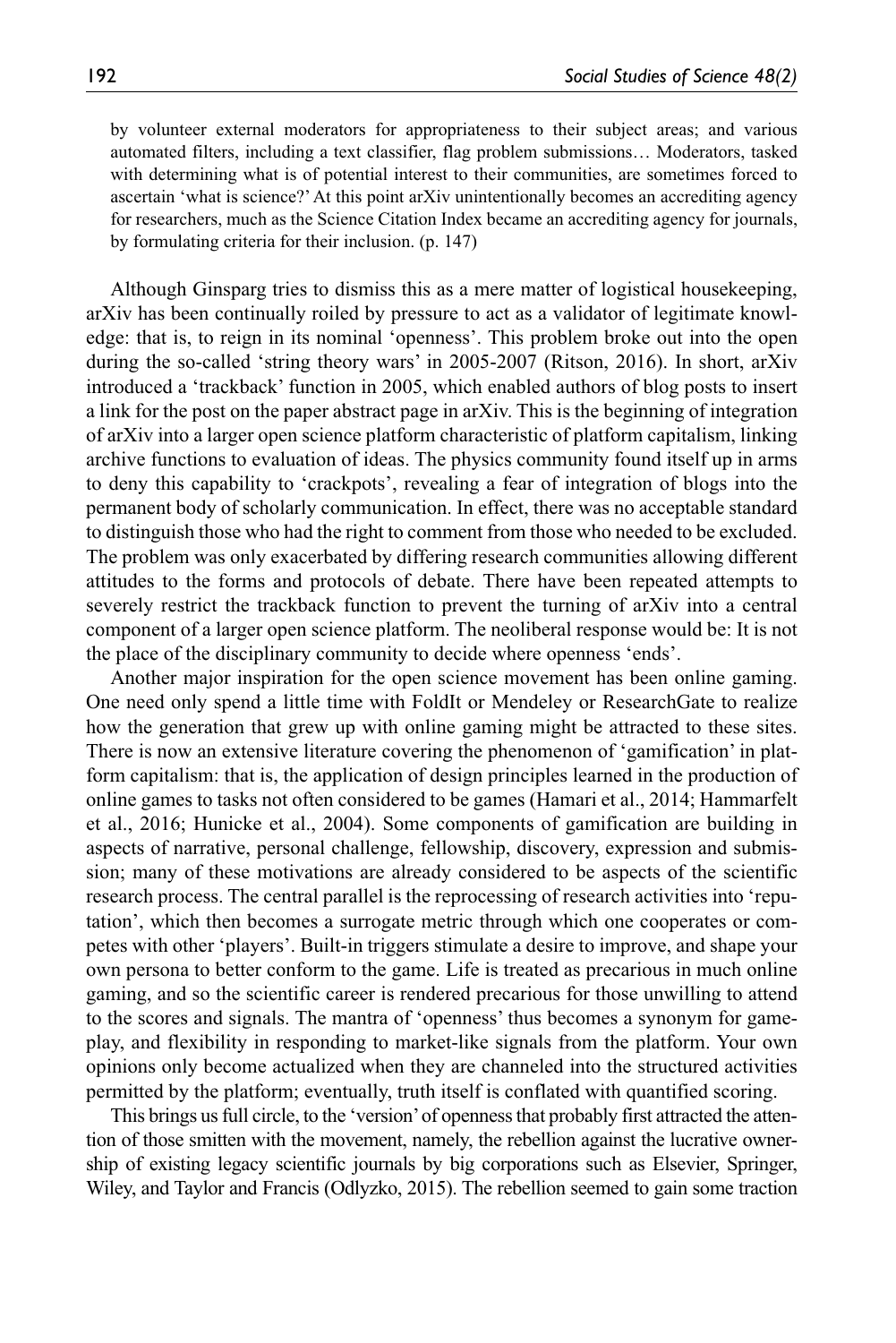by volunteer external moderators for appropriateness to their subject areas; and various automated filters, including a text classifier, flag problem submissions… Moderators, tasked with determining what is of potential interest to their communities, are sometimes forced to ascertain 'what is science?' At this point arXiv unintentionally becomes an accrediting agency for researchers, much as the Science Citation Index became an accrediting agency for journals, by formulating criteria for their inclusion. (p. 147)

Although Ginsparg tries to dismiss this as a mere matter of logistical housekeeping, arXiv has been continually roiled by pressure to act as a validator of legitimate knowledge: that is, to reign in its nominal 'openness'. This problem broke out into the open during the so-called 'string theory wars' in 2005-2007 (Ritson, 2016). In short, arXiv introduced a 'trackback' function in 2005, which enabled authors of blog posts to insert a link for the post on the paper abstract page in arXiv. This is the beginning of integration of arXiv into a larger open science platform characteristic of platform capitalism, linking archive functions to evaluation of ideas. The physics community found itself up in arms to deny this capability to 'crackpots', revealing a fear of integration of blogs into the permanent body of scholarly communication. In effect, there was no acceptable standard to distinguish those who had the right to comment from those who needed to be excluded. The problem was only exacerbated by differing research communities allowing different attitudes to the forms and protocols of debate. There have been repeated attempts to severely restrict the trackback function to prevent the turning of arXiv into a central component of a larger open science platform. The neoliberal response would be: It is not the place of the disciplinary community to decide where openness 'ends'.

Another major inspiration for the open science movement has been online gaming. One need only spend a little time with FoldIt or Mendeley or ResearchGate to realize how the generation that grew up with online gaming might be attracted to these sites. There is now an extensive literature covering the phenomenon of 'gamification' in platform capitalism: that is, the application of design principles learned in the production of online games to tasks not often considered to be games (Hamari et al., 2014; Hammarfelt et al., 2016; Hunicke et al., 2004). Some components of gamification are building in aspects of narrative, personal challenge, fellowship, discovery, expression and submission; many of these motivations are already considered to be aspects of the scientific research process. The central parallel is the reprocessing of research activities into 'reputation', which then becomes a surrogate metric through which one cooperates or competes with other 'players'. Built-in triggers stimulate a desire to improve, and shape your own persona to better conform to the game. Life is treated as precarious in much online gaming, and so the scientific career is rendered precarious for those unwilling to attend to the scores and signals. The mantra of 'openness' thus becomes a synonym for gameplay, and flexibility in responding to market-like signals from the platform. Your own opinions only become actualized when they are channeled into the structured activities permitted by the platform; eventually, truth itself is conflated with quantified scoring.

This brings us full circle, to the 'version' of openness that probably first attracted the attention of those smitten with the movement, namely, the rebellion against the lucrative ownership of existing legacy scientific journals by big corporations such as Elsevier, Springer, Wiley, and Taylor and Francis (Odlyzko, 2015). The rebellion seemed to gain some traction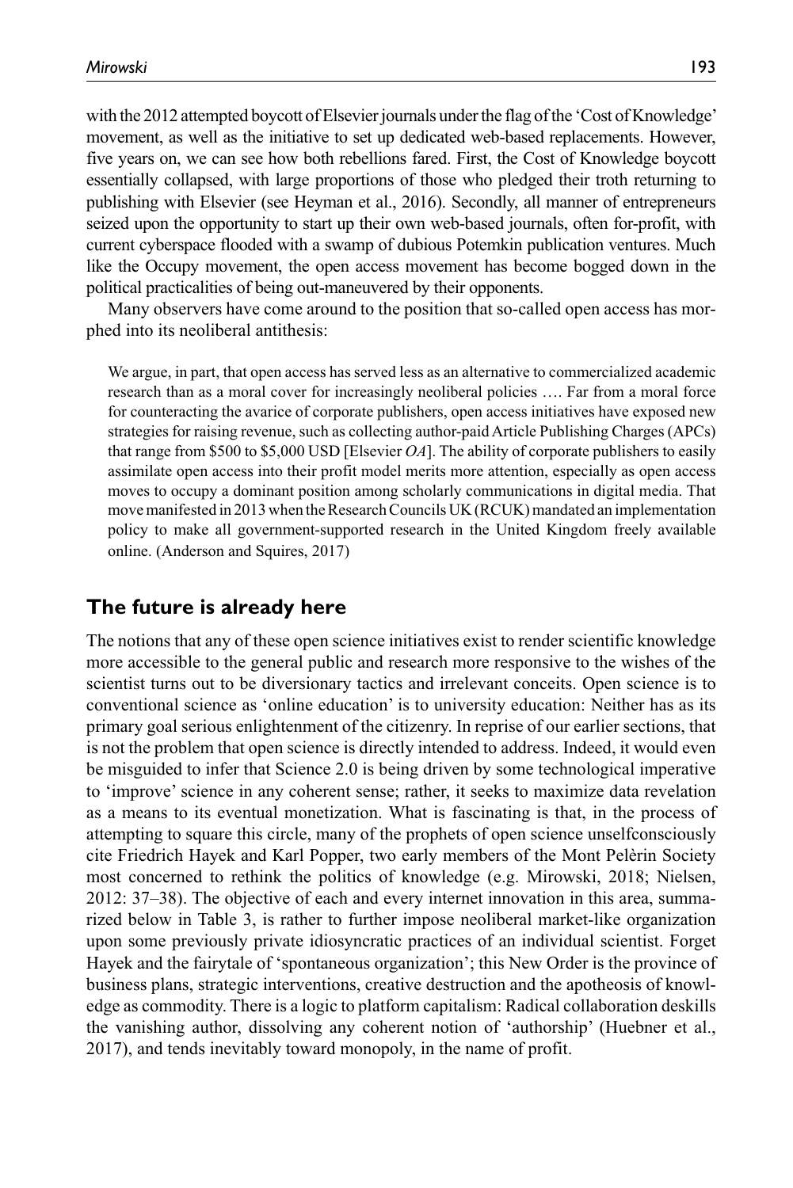with the 2012 attempted boycott of Elsevier journals under the flag of the 'Cost of Knowledge' movement, as well as the initiative to set up dedicated web-based replacements. However, five years on, we can see how both rebellions fared. First, the Cost of Knowledge boycott essentially collapsed, with large proportions of those who pledged their troth returning to publishing with Elsevier (see Heyman et al., 2016). Secondly, all manner of entrepreneurs seized upon the opportunity to start up their own web-based journals, often for-profit, with current cyberspace flooded with a swamp of dubious Potemkin publication ventures. Much like the Occupy movement, the open access movement has become bogged down in the political practicalities of being out-maneuvered by their opponents.

Many observers have come around to the position that so-called open access has morphed into its neoliberal antithesis:

> We argue, in part, that open access has served less as an alternative to commercialized academic research than as a moral cover for increasingly neoliberal policies …. Far from a moral force for counteracting the avarice of corporate publishers, open access initiatives have exposed new strategies for raising revenue, such as collecting author-paid Article Publishing Charges (APCs) that range from $500 to $5,000 USD [Elsevier *OA*]. The ability of corporate publishers to easily assimilate open access into their profit model merits more attention, especially as open access moves to occupy a dominant position among scholarly communications in digital media. That move manifested in 2013 when the Research Councils UK (RCUK) mandated an implementation policy to make all government-supported research in the United Kingdom freely available online. (Anderson and Squires, 2017)

## The future is already here

The notions that any of these open science initiatives exist to render scientific knowledge more accessible to the general public and research more responsive to the wishes of the scientist turns out to be diversionary tactics and irrelevant conceits. Open science is to conventional science as 'online education' is to university education: Neither has as its primary goal serious enlightenment of the citizenry. In reprise of our earlier sections, that is not the problem that open science is directly intended to address. Indeed, it would even be misguided to infer that Science 2.0 is being driven by some technological imperative to 'improve' science in any coherent sense; rather, it seeks to maximize data revelation as a means to its eventual monetization. What is fascinating is that, in the process of attempting to square this circle, many of the prophets of open science unselfconsciously cite Friedrich Hayek and Karl Popper, two early members of the Mont Pelèrin Society most concerned to rethink the politics of knowledge (e.g. Mirowski, 2018; Nielsen, 2012: 37–38). The objective of each and every internet innovation in this area, summarized below in Table 3, is rather to further impose neoliberal market-like organization upon some previously private idiosyncratic practices of an individual scientist. Forget Hayek and the fairytale of 'spontaneous organization'; this New Order is the province of business plans, strategic interventions, creative destruction and the apotheosis of knowledge as commodity. There is a logic to platform capitalism: Radical collaboration deskills the vanishing author, dissolving any coherent notion of 'authorship' (Huebner et al., 2017), and tends inevitably toward monopoly, in the name of profit.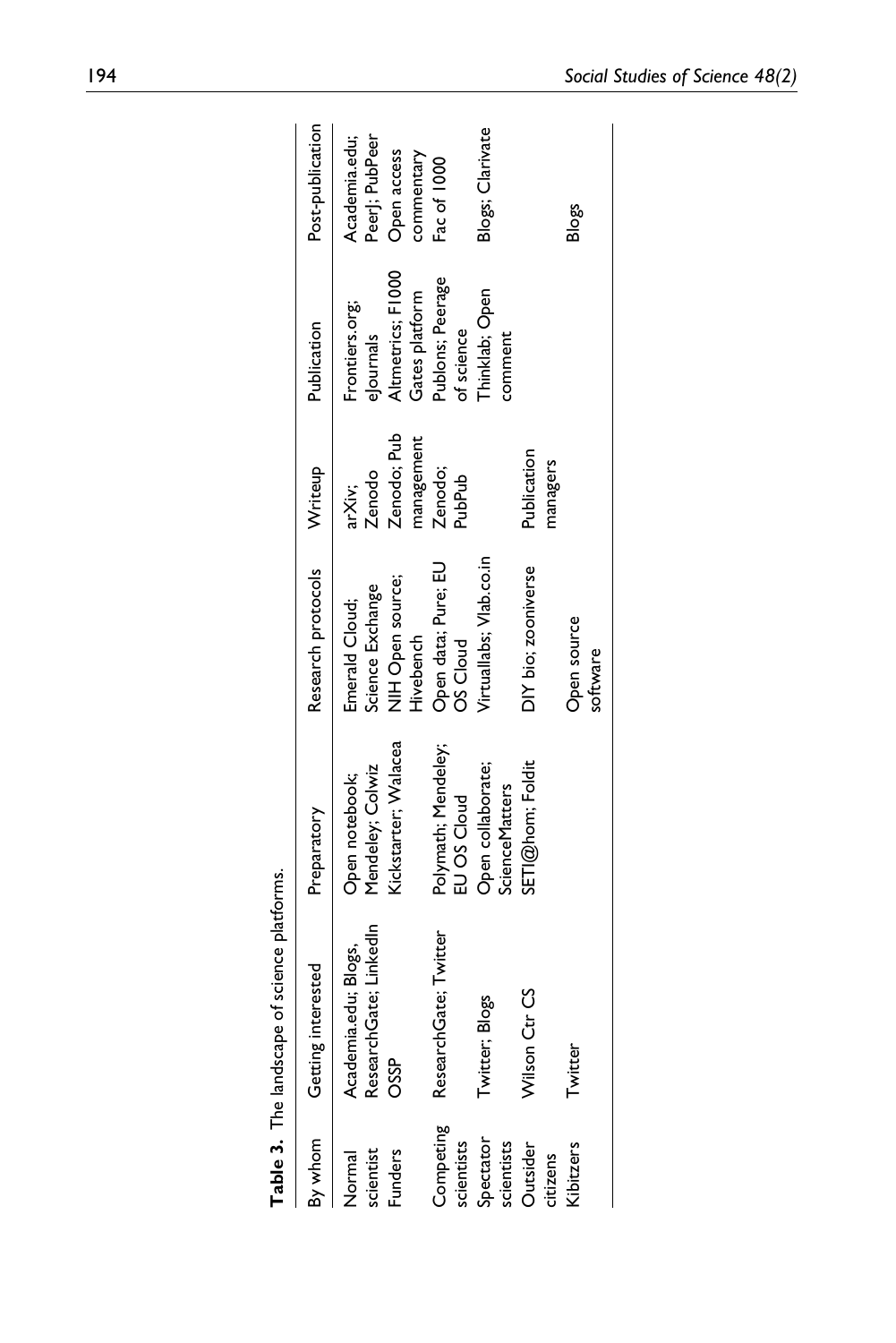**Table 3.** The landscape of science platforms.

| By whom | Getting interested | Preparatory | Research protocols | Writeup | Publication | Post-publication |
|---|---|---|---|---|---|---|
| Normal scientist | Academia.edu; Blogs, ResearchGate; LinkedIn | Open notebook; Mendeley; Colwiz | Emerald Cloud; Science Exchange | arXiv; Zenodo | Frontiers.org; eJournals | Academia.edu; PeerJ; PubPeer |
| Funders | OSSP | Kickstarter; Walacea | NIH Open source; Hivebench | Zenodo; Pub management | Altmetrics; F1000 Gates platform | Open access commentary |
| Competing scientists | ResearchGate; Twitter | Polymath; Mendeley; EU OS Cloud | Open data; Pure; EU OS Cloud | Zenodo; PubPub | Publons; Peerage of science | Fac of 1000 |
| Spectator scientists | Twitter; Blogs | Open collaborate; ScienceMatters | Virtuallabs; Vlab.co.in | | Thinklab; Open comment | Blogs; Clarivate |
| Outsider citizens | Wilson Ctr CS | SETI@hom; Foldit | DIY bio; zooniverse | Publication managers | | |
| Kibitzers | Twitter | | Open source software | | | Blogs |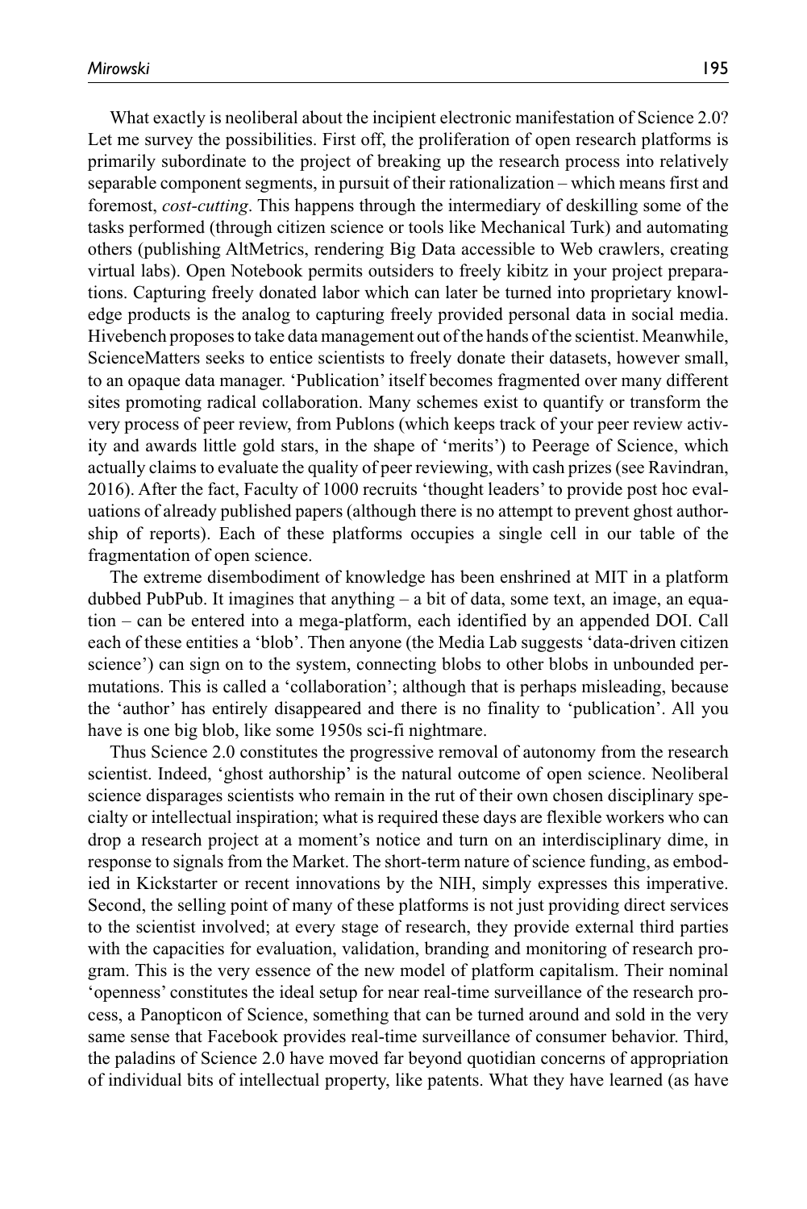What exactly is neoliberal about the incipient electronic manifestation of Science 2.0? Let me survey the possibilities. First off, the proliferation of open research platforms is primarily subordinate to the project of breaking up the research process into relatively separable component segments, in pursuit of their rationalization – which means first and foremost, *cost-cutting*. This happens through the intermediary of deskilling some of the tasks performed (through citizen science or tools like Mechanical Turk) and automating others (publishing AltMetrics, rendering Big Data accessible to Web crawlers, creating virtual labs). Open Notebook permits outsiders to freely kibitz in your project preparations. Capturing freely donated labor which can later be turned into proprietary knowledge products is the analog to capturing freely provided personal data in social media. Hivebench proposes to take data management out of the hands of the scientist. Meanwhile, ScienceMatters seeks to entice scientists to freely donate their datasets, however small, to an opaque data manager. 'Publication' itself becomes fragmented over many different sites promoting radical collaboration. Many schemes exist to quantify or transform the very process of peer review, from Publons (which keeps track of your peer review activity and awards little gold stars, in the shape of 'merits') to Peerage of Science, which actually claims to evaluate the quality of peer reviewing, with cash prizes (see Ravindran, 2016). After the fact, Faculty of 1000 recruits 'thought leaders' to provide post hoc evaluations of already published papers (although there is no attempt to prevent ghost authorship of reports). Each of these platforms occupies a single cell in our table of the fragmentation of open science.

The extreme disembodiment of knowledge has been enshrined at MIT in a platform dubbed PubPub. It imagines that anything – a bit of data, some text, an image, an equation – can be entered into a mega-platform, each identified by an appended DOI. Call each of these entities a 'blob'. Then anyone (the Media Lab suggests 'data-driven citizen science') can sign on to the system, connecting blobs to other blobs in unbounded permutations. This is called a 'collaboration'; although that is perhaps misleading, because the 'author' has entirely disappeared and there is no finality to 'publication'. All you have is one big blob, like some 1950s sci-fi nightmare.

Thus Science 2.0 constitutes the progressive removal of autonomy from the research scientist. Indeed, 'ghost authorship' is the natural outcome of open science. Neoliberal science disparages scientists who remain in the rut of their own chosen disciplinary specialty or intellectual inspiration; what is required these days are flexible workers who can drop a research project at a moment's notice and turn on an interdisciplinary dime, in response to signals from the Market. The short-term nature of science funding, as embodied in Kickstarter or recent innovations by the NIH, simply expresses this imperative. Second, the selling point of many of these platforms is not just providing direct services to the scientist involved; at every stage of research, they provide external third parties with the capacities for evaluation, validation, branding and monitoring of research program. This is the very essence of the new model of platform capitalism. Their nominal 'openness' constitutes the ideal setup for near real-time surveillance of the research process, a Panopticon of Science, something that can be turned around and sold in the very same sense that Facebook provides real-time surveillance of consumer behavior. Third, the paladins of Science 2.0 have moved far beyond quotidian concerns of appropriation of individual bits of intellectual property, like patents. What they have learned (as have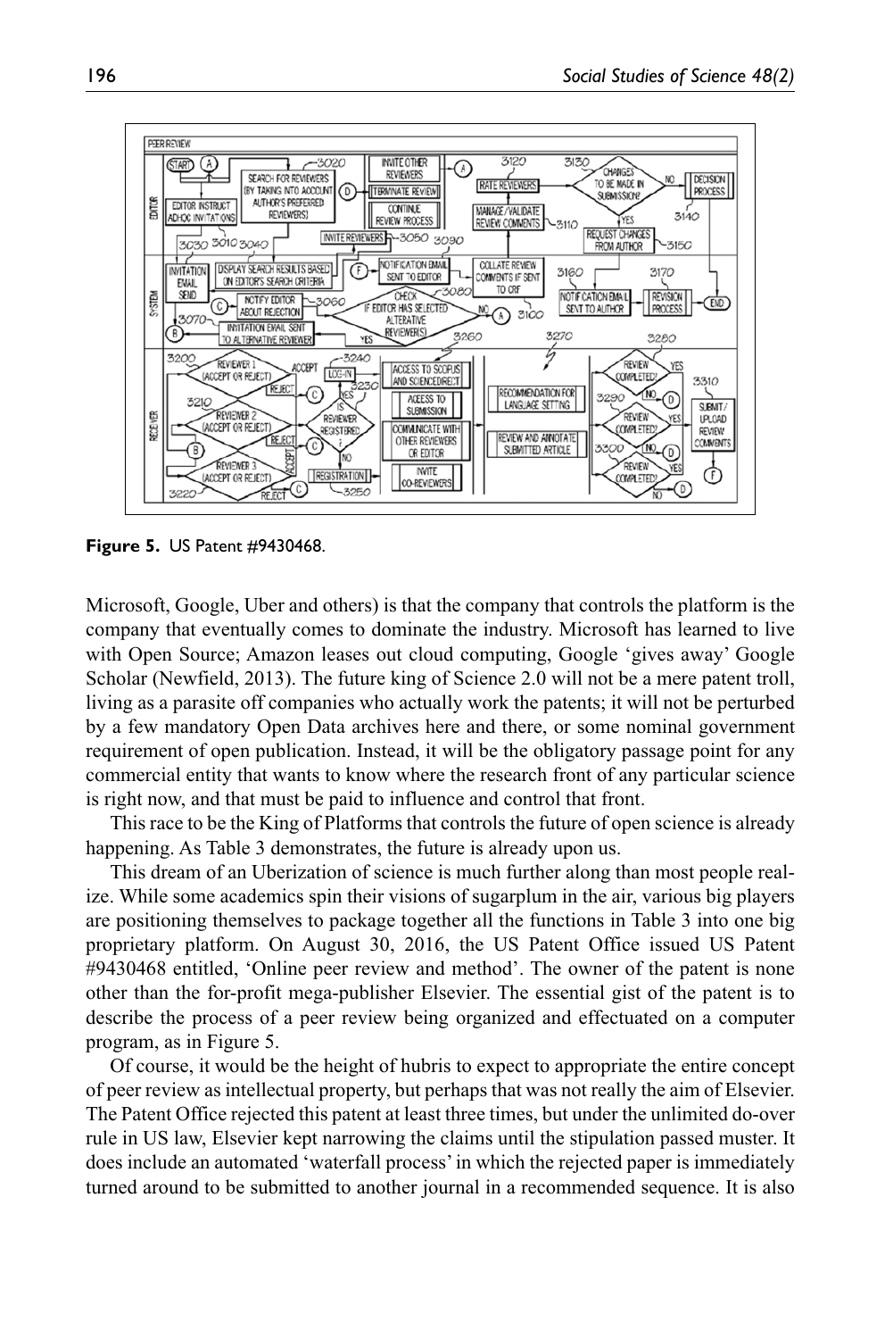**Figure 5.** US Patent #9430468.

Microsoft, Google, Uber and others) is that the company that controls the platform is the company that eventually comes to dominate the industry. Microsoft has learned to live with Open Source; Amazon leases out cloud computing, Google 'gives away' Google Scholar (Newfield, 2013). The future king of Science 2.0 will not be a mere patent troll, living as a parasite off companies who actually work the patents; it will not be perturbed by a few mandatory Open Data archives here and there, or some nominal government requirement of open publication. Instead, it will be the obligatory passage point for any commercial entity that wants to know where the research front of any particular science is right now, and that must be paid to influence and control that front.

This race to be the King of Platforms that controls the future of open science is already happening. As Table 3 demonstrates, the future is already upon us.

This dream of an Uberization of science is much further along than most people realize. While some academics spin their visions of sugarplum in the air, various big players are positioning themselves to package together all the functions in Table 3 into one big proprietary platform. On August 30, 2016, the US Patent Office issued US Patent #9430468 entitled, 'Online peer review and method'. The owner of the patent is none other than the for-profit mega-publisher Elsevier. The essential gist of the patent is to describe the process of a peer review being organized and effectuated on a computer program, as in Figure 5.

Of course, it would be the height of hubris to expect to appropriate the entire concept of peer review as intellectual property, but perhaps that was not really the aim of Elsevier. The Patent Office rejected this patent at least three times, but under the unlimited do-over rule in US law, Elsevier kept narrowing the claims until the stipulation passed muster. It does include an automated 'waterfall process' in which the rejected paper is immediately turned around to be submitted to another journal in a recommended sequence. It is also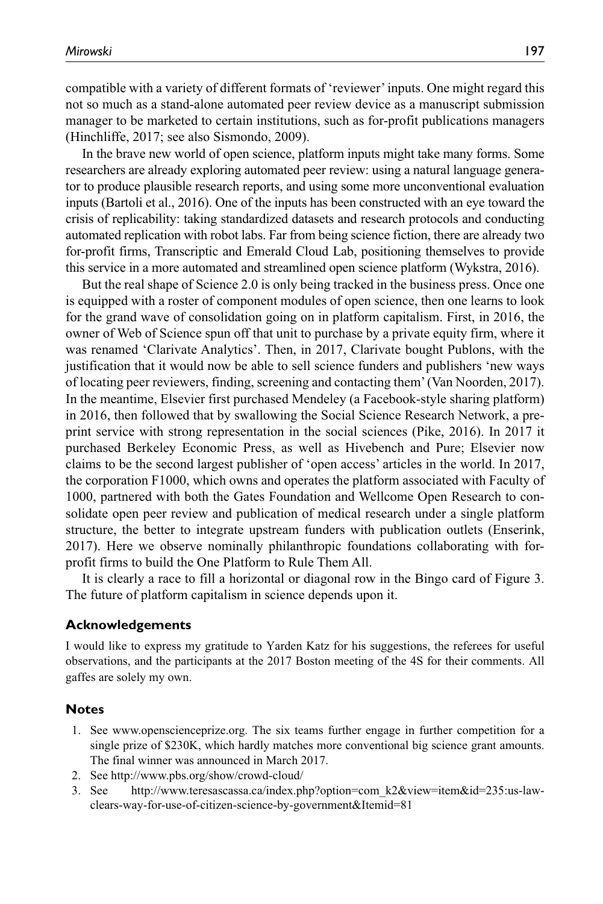compatible with a variety of different formats of 'reviewer' inputs. One might regard this not so much as a stand-alone automated peer review device as a manuscript submission manager to be marketed to certain institutions, such as for-profit publications managers (Hinchliffe, 2017; see also Sismondo, 2009).

In the brave new world of open science, platform inputs might take many forms. Some researchers are already exploring automated peer review: using a natural language generator to produce plausible research reports, and using some more unconventional evaluation inputs (Bartoli et al., 2016). One of the inputs has been constructed with an eye toward the crisis of replicability: taking standardized datasets and research protocols and conducting automated replication with robot labs. Far from being science fiction, there are already two for-profit firms, Transcriptic and Emerald Cloud Lab, positioning themselves to provide this service in a more automated and streamlined open science platform (Wykstra, 2016).

But the real shape of Science 2.0 is only being tracked in the business press. Once one is equipped with a roster of component modules of open science, then one learns to look for the grand wave of consolidation going on in platform capitalism. First, in 2016, the owner of Web of Science spun off that unit to purchase by a private equity firm, where it was renamed 'Clarivate Analytics'. Then, in 2017, Clarivate bought Publons, with the justification that it would now be able to sell science funders and publishers 'new ways of locating peer reviewers, finding, screening and contacting them' (Van Noorden, 2017). In the meantime, Elsevier first purchased Mendeley (a Facebook-style sharing platform) in 2016, then followed that by swallowing the Social Science Research Network, a preprint service with strong representation in the social sciences (Pike, 2016). In 2017 it purchased Berkeley Economic Press, as well as Hivebench and Pure; Elsevier now claims to be the second largest publisher of 'open access' articles in the world. In 2017, the corporation F1000, which owns and operates the platform associated with Faculty of 1000, partnered with both the Gates Foundation and Wellcome Open Research to consolidate open peer review and publication of medical research under a single platform structure, the better to integrate upstream funders with publication outlets (Enserink, 2017). Here we observe nominally philanthropic foundations collaborating with for-profit firms to build the One Platform to Rule Them All.

It is clearly a race to fill a horizontal or diagonal row in the Bingo card of Figure 3. The future of platform capitalism in science depends upon it.

### Acknowledgements

I would like to express my gratitude to Yarden Katz for his suggestions, the referees for useful observations, and the participants at the 2017 Boston meeting of the 4S for their comments. All gaffes are solely my own.

### Notes

1. See www.opensciencepize.org. The six teams further engage in further competition for a single prize of $230K, which hardly matches more conventional big science grant amounts. The final winner was announced in March 2017.
2. See http://www.pbs.org/show/crowd-cloud/
3. See http://www.teresascassa.ca/index.php?option=com_k2&view=item&id=235:us-law-clears-way-for-use-of-citizen-science-by-government&Itemid=81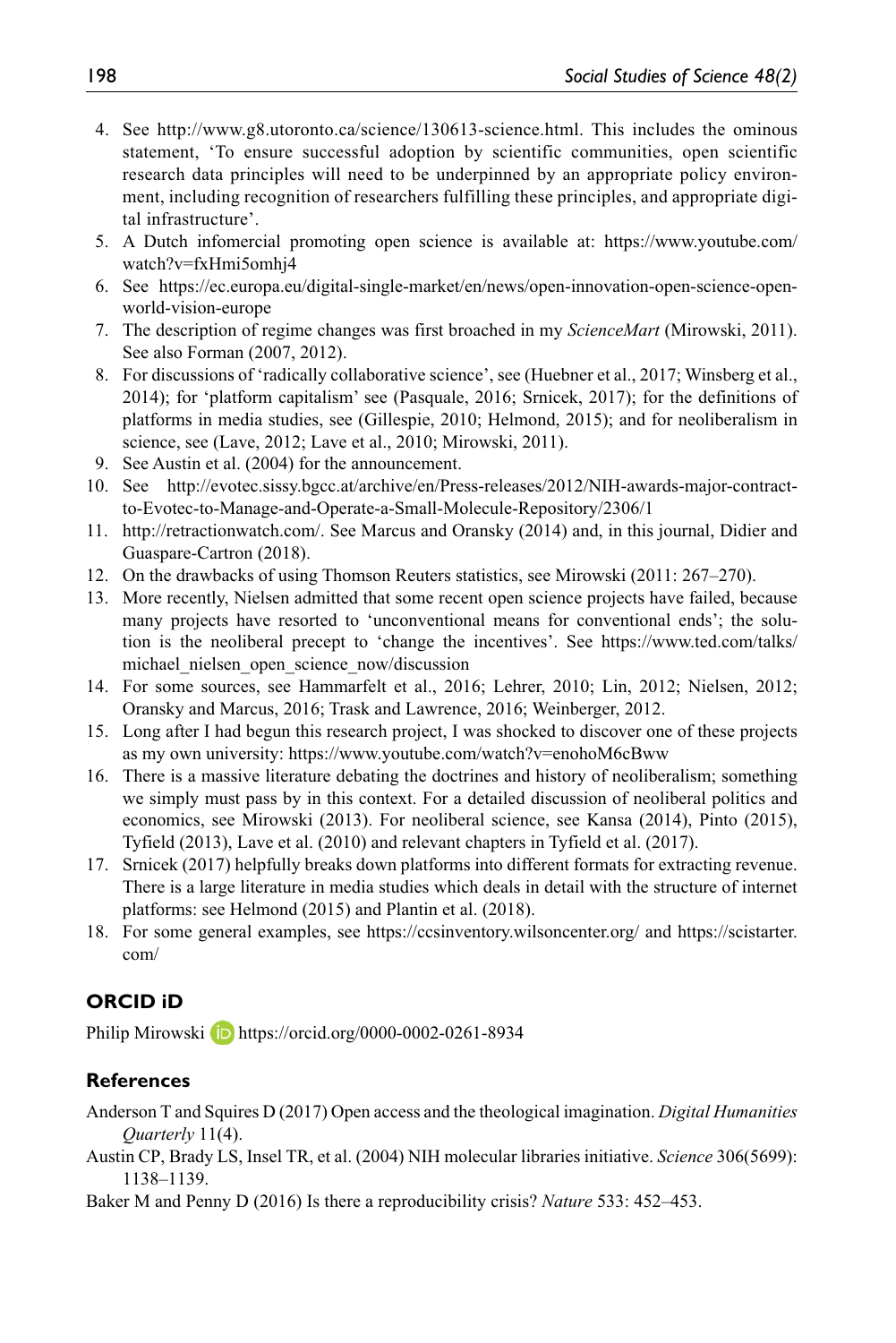4. See http://www.g8.utoronto.ca/science/130613-science.html. This includes the ominous statement, 'To ensure successful adoption by scientific communities, open scientific research data principles will need to be underpinned by an appropriate policy environment, including recognition of researchers fulfilling these principles, and appropriate digital infrastructure'.
5. A Dutch infomercial promoting open science is available at: https://www.youtube.com/watch?v=fxHmi5omhj4
6. See https://ec.europa.eu/digital-single-market/en/news/open-innovation-open-science-open-world-vision-europe
7. The description of regime changes was first broached in my *ScienceMart* (Mirowski, 2011). See also Forman (2007, 2012).
8. For discussions of 'radically collaborative science', see (Huebner et al., 2017; Winsberg et al., 2014); for 'platform capitalism' see (Pasquale, 2016; Srnicek, 2017); for the definitions of platforms in media studies, see (Gillespie, 2010; Helmond, 2015); and for neoliberalism in science, see (Lave, 2012; Lave et al., 2010; Mirowski, 2011).
9. See Austin et al. (2004) for the announcement.
10. See http://evotec.sissy.bgcc.at/archive/en/Press-releases/2012/NIH-awards-major-contract-to-Evotec-to-Manage-and-Operate-a-Small-Molecule-Repository/2306/1
11. http://retractionwatch.com/. See Marcus and Oransky (2014) and, in this journal, Didier and Guaspare-Cartron (2018).
12. On the drawbacks of using Thomson Reuters statistics, see Mirowski (2011: 267–270).
13. More recently, Nielsen admitted that some recent open science projects have failed, because many projects have resorted to 'unconventional means for conventional ends'; the solution is the neoliberal precept to 'change the incentives'. See https://www.ted.com/talks/michael_nielsen_open_science_now/discussion
14. For some sources, see Hammarfelt et al., 2016; Lehrer, 2010; Lin, 2012; Nielsen, 2012; Oransky and Marcus, 2016; Trask and Lawrence, 2016; Weinberger, 2012.
15. Long after I had begun this research project, I was shocked to discover one of these projects as my own university: https://www.youtube.com/watch?v=enohoM6cBww
16. There is a massive literature debating the doctrines and history of neoliberalism; something we simply must pass by in this context. For a detailed discussion of neoliberal politics and economics, see Mirowski (2013). For neoliberal science, see Kansa (2014), Pinto (2015), Tyfield (2013), Lave et al. (2010) and relevant chapters in Tyfield et al. (2017).
17. Srnicek (2017) helpfully breaks down platforms into different formats for extracting revenue. There is a large literature in media studies which deals in detail with the structure of internet platforms: see Helmond (2015) and Plantin et al. (2018).
18. For some general examples, see https://ccsinventory.wilsoncenter.org/ and https://scistarter.com/

## ORCID iD

Philip Mirowski https://orcid.org/0000-0002-0261-8934

## References

Anderson T and Squires D (2017) Open access and the theological imagination. *Digital Humanities Quarterly* 11(4).

Austin CP, Brady LS, Insel TR, et al. (2004) NIH molecular libraries initiative. *Science* 306(5699): 1138–1139.

Baker M and Penny D (2016) Is there a reproducibility crisis? *Nature* 533: 452–453.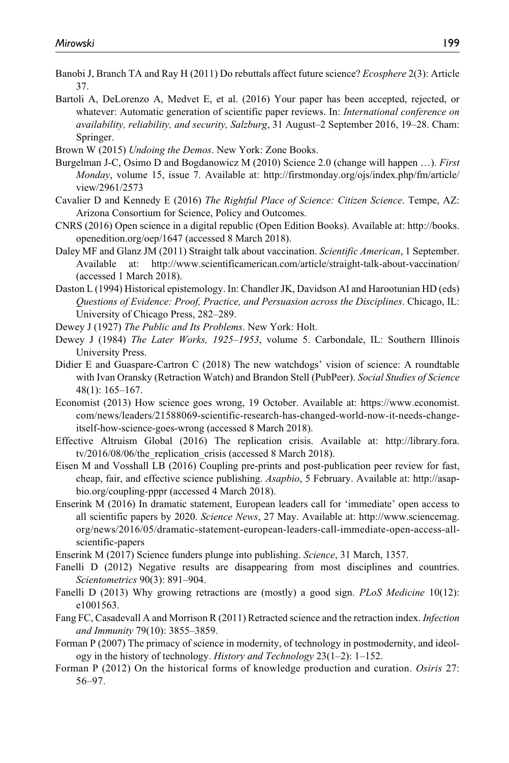Banobi J, Branch TA and Ray H (2011) Do rebuttals affect future science? *Ecosphere* 2(3): Article 37.

Bartoli A, DeLorenzo A, Medvet E, et al. (2016) Your paper has been accepted, rejected, or whatever: Automatic generation of scientific paper reviews. In: *International conference on availability, reliability, and security, Salzburg*, 31 August–2 September 2016, 19–28. Cham: Springer.

Brown W (2015) *Undoing the Demos*. New York: Zone Books.

Burgelman J-C, Osimo D and Bogdanowicz M (2010) Science 2.0 (change will happen …). *First Monday*, volume 15, issue 7. Available at: http://firstmonday.org/ojs/index.php/fm/article/view/2961/2573

Cavalier D and Kennedy E (2016) *The Rightful Place of Science: Citizen Science*. Tempe, AZ: Arizona Consortium for Science, Policy and Outcomes.

CNRS (2016) Open science in a digital republic (Open Edition Books). Available at: http://books.openedition.org/oep/1647 (accessed 8 March 2018).

Daley MF and Glanz JM (2011) Straight talk about vaccination. *Scientific American*, 1 September. Available at: http://www.scientificamerican.com/article/straight-talk-about-vaccination/ (accessed 1 March 2018).

Daston L (1994) Historical epistemology. In: Chandler JK, Davidson AI and Harootunian HD (eds) *Questions of Evidence: Proof, Practice, and Persuasion across the Disciplines*. Chicago, IL: University of Chicago Press, 282–289.

Dewey J (1927) *The Public and Its Problems*. New York: Holt.

Dewey J (1984) *The Later Works, 1925–1953*, volume 5. Carbondale, IL: Southern Illinois University Press.

Didier E and Guaspare-Cartron C (2018) The new watchdogs' vision of science: A roundtable with Ivan Oransky (Retraction Watch) and Brandon Stell (PubPeer). *Social Studies of Science* 48(1): 165–167.

Economist (2013) How science goes wrong, 19 October. Available at: https://www.economist.com/news/leaders/21588069-scientific-research-has-changed-world-now-it-needs-change-itself-how-science-goes-wrong (accessed 8 March 2018).

Effective Altruism Global (2016) The replication crisis. Available at: http://library.fora.tv/2016/08/06/the_replication_crisis (accessed 8 March 2018).

Eisen M and Vosshall LB (2016) Coupling pre-prints and post-publication peer review for fast, cheap, fair, and effective science publishing. *Asapbio*, 5 February. Available at: http://asapbio.org/coupling-pppr (accessed 4 March 2018).

Enserink M (2016) In dramatic statement, European leaders call for 'immediate' open access to all scientific papers by 2020. *Science News*, 27 May. Available at: http://www.sciencemag.org/news/2016/05/dramatic-statement-european-leaders-call-immediate-open-access-all-scientific-papers

Enserink M (2017) Science funders plunge into publishing. *Science*, 31 March, 1357.

Fanelli D (2012) Negative results are disappearing from most disciplines and countries. *Scientometrics* 90(3): 891–904.

Fanelli D (2013) Why growing retractions are (mostly) a good sign. *PLoS Medicine* 10(12): e1001563.

Fang FC, Casadevall A and Morrison R (2011) Retracted science and the retraction index. *Infection and Immunity* 79(10): 3855–3859.

Forman P (2007) The primacy of science in modernity, of technology in postmodernity, and ideology in the history of technology. *History and Technology* 23(1–2): 1–152.

Forman P (2012) On the historical forms of knowledge production and curation. *Osiris* 27: 56–97.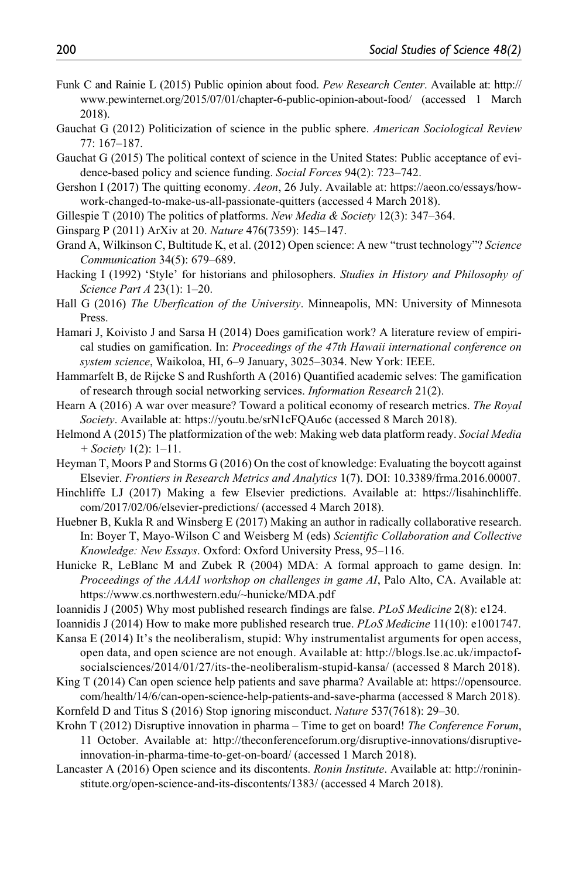Funk C and Rainie L (2015) Public opinion about food. *Pew Research Center*. Available at: http://www.pewinternet.org/2015/07/01/chapter-6-public-opinion-about-food/ (accessed 1 March 2018).

Gauchat G (2012) Politicization of science in the public sphere. *American Sociological Review* 77: 167–187.

Gauchat G (2015) The political context of science in the United States: Public acceptance of evidence-based policy and science funding. *Social Forces* 94(2): 723–742.

Gershon I (2017) The quitting economy. *Aeon*, 26 July. Available at: https://aeon.co/essays/how-work-changed-to-make-us-all-passionate-quitters (accessed 4 March 2018).

Gillespie T (2010) The politics of platforms. *New Media & Society* 12(3): 347–364.

Ginsparg P (2011) ArXiv at 20. *Nature* 476(7359): 145–147.

Grand A, Wilkinson C, Bultitude K, et al. (2012) Open science: A new "trust technology"? *Science Communication* 34(5): 679–689.

Hacking I (1992) 'Style' for historians and philosophers. *Studies in History and Philosophy of Science Part A* 23(1): 1–20.

Hall G (2016) *The Uberfication of the University*. Minneapolis, MN: University of Minnesota Press.

Hamari J, Koivisto J and Sarsa H (2014) Does gamification work? A literature review of empirical studies on gamification. In: *Proceedings of the 47th Hawaii international conference on system science*, Waikoloa, HI, 6–9 January, 3025–3034. New York: IEEE.

Hammarfelt B, de Rijcke S and Rushforth A (2016) Quantified academic selves: The gamification of research through social networking services. *Information Research* 21(2).

Hearn A (2016) A war over measure? Toward a political economy of research metrics. *The Royal Society*. Available at: https://youtu.be/srN1cFQAu6c (accessed 8 March 2018).

Helmond A (2015) The platformization of the web: Making web data platform ready. *Social Media + Society* 1(2): 1–11.

Heyman T, Moors P and Storms G (2016) On the cost of knowledge: Evaluating the boycott against Elsevier. *Frontiers in Research Metrics and Analytics* 1(7). DOI: 10.3389/frma.2016.00007.

Hinchliffe LJ (2017) Making a few Elsevier predictions. Available at: https://lisahinchliffe.com/2017/02/06/elsevier-predictions/ (accessed 4 March 2018).

Huebner B, Kukla R and Winsberg E (2017) Making an author in radically collaborative research. In: Boyer T, Mayo-Wilson C and Weisberg M (eds) *Scientific Collaboration and Collective Knowledge: New Essays*. Oxford: Oxford University Press, 95–116.

Hunicke R, LeBlanc M and Zubek R (2004) MDA: A formal approach to game design. In: *Proceedings of the AAAI workshop on challenges in game AI*, Palo Alto, CA. Available at: https://www.cs.northwestern.edu/~hunicke/MDA.pdf

Ioannidis J (2005) Why most published research findings are false. *PLoS Medicine* 2(8): e124.

Ioannidis J (2014) How to make more published research true. *PLoS Medicine* 11(10): e1001747.

Kansa E (2014) It's the neoliberalism, stupid: Why instrumentalist arguments for open access, open data, and open science are not enough. Available at: http://blogs.lse.ac.uk/impactofsocialsciences/2014/01/27/its-the-neoliberalism-stupid-kansa/ (accessed 8 March 2018).

King T (2014) Can open science help patients and save pharma? Available at: https://opensource.com/health/14/6/can-open-science-help-patients-and-save-pharma (accessed 8 March 2018).

Kornfeld D and Titus S (2016) Stop ignoring misconduct. *Nature* 537(7618): 29–30.

Krohn T (2012) Disruptive innovation in pharma – Time to get on board! *The Conference Forum*, 11 October. Available at: http://theconferenceforum.org/disruptive-innovations/disruptive-innovation-in-pharma-time-to-get-on-board/ (accessed 1 March 2018).

Lancaster A (2016) Open science and its discontents. *Ronin Institute*. Available at: http://roninstitute.org/open-science-and-its-discontents/1383/ (accessed 4 March 2018).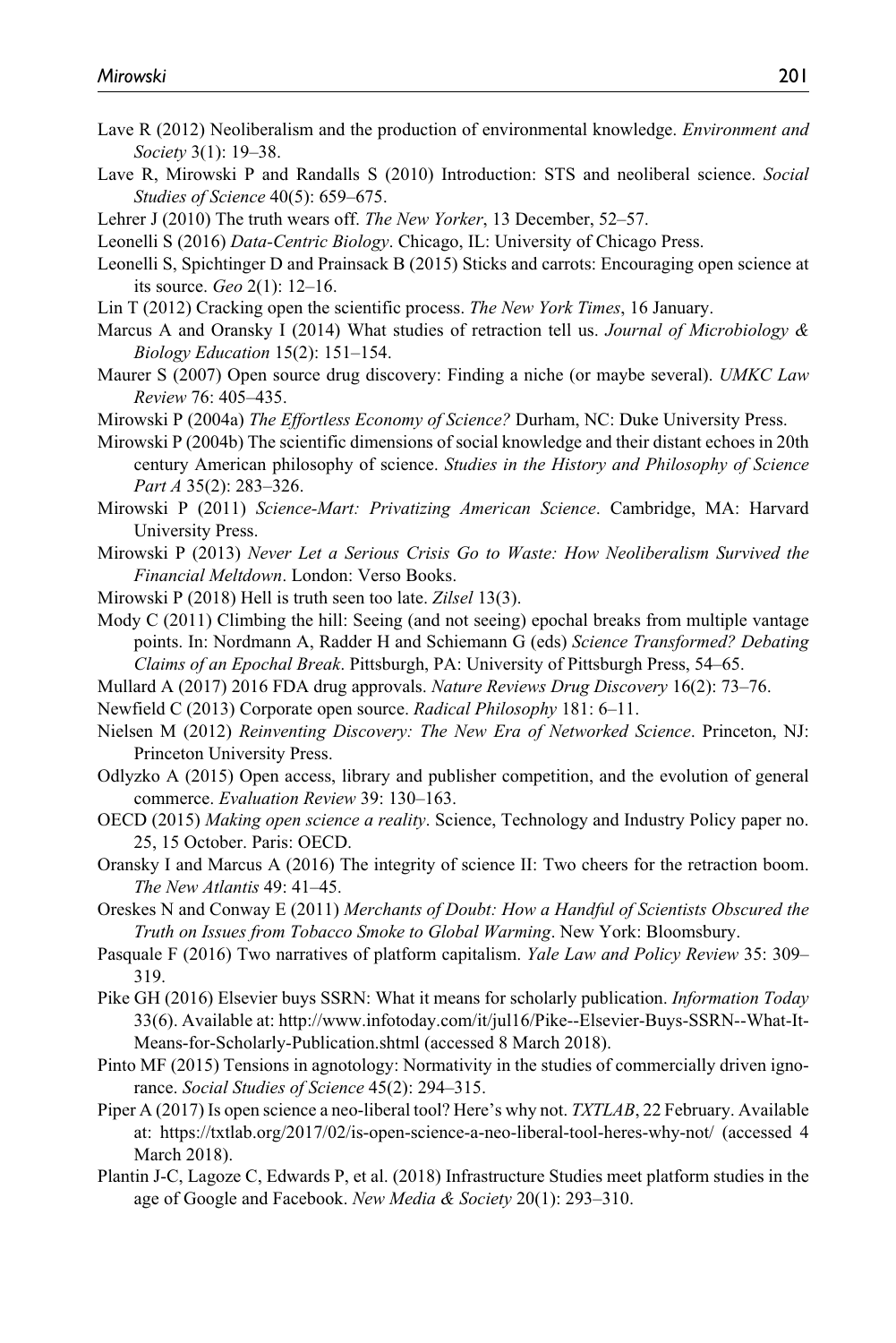Lave R (2012) Neoliberalism and the production of environmental knowledge. *Environment and Society* 3(1): 19–38.

Lave R, Mirowski P and Randalls S (2010) Introduction: STS and neoliberal science. *Social Studies of Science* 40(5): 659–675.

Lehrer J (2010) The truth wears off. *The New Yorker*, 13 December, 52–57.

Leonelli S (2016) *Data-Centric Biology*. Chicago, IL: University of Chicago Press.

Leonelli S, Spichtinger D and Prainsack B (2015) Sticks and carrots: Encouraging open science at its source. *Geo* 2(1): 12–16.

Lin T (2012) Cracking open the scientific process. *The New York Times*, 16 January.

Marcus A and Oransky I (2014) What studies of retraction tell us. *Journal of Microbiology & Biology Education* 15(2): 151–154.

Maurer S (2007) Open source drug discovery: Finding a niche (or maybe several). *UMKC Law Review* 76: 405–435.

Mirowski P (2004a) *The Effortless Economy of Science?* Durham, NC: Duke University Press.

Mirowski P (2004b) The scientific dimensions of social knowledge and their distant echoes in 20th century American philosophy of science. *Studies in the History and Philosophy of Science Part A* 35(2): 283–326.

Mirowski P (2011) *Science-Mart: Privatizing American Science*. Cambridge, MA: Harvard University Press.

Mirowski P (2013) *Never Let a Serious Crisis Go to Waste: How Neoliberalism Survived the Financial Meltdown*. London: Verso Books.

Mirowski P (2018) Hell is truth seen too late. *Zilsel* 13(3).

Mody C (2011) Climbing the hill: Seeing (and not seeing) epochal breaks from multiple vantage points. In: Nordmann A, Radder H and Schiemann G (eds) *Science Transformed? Debating Claims of an Epochal Break*. Pittsburgh, PA: University of Pittsburgh Press, 54–65.

Mullard A (2017) 2016 FDA drug approvals. *Nature Reviews Drug Discovery* 16(2): 73–76.

Newfield C (2013) Corporate open source. *Radical Philosophy* 181: 6–11.

Nielsen M (2012) *Reinventing Discovery: The New Era of Networked Science*. Princeton, NJ: Princeton University Press.

Odlyzko A (2015) Open access, library and publisher competition, and the evolution of general commerce. *Evaluation Review* 39: 130–163.

OECD (2015) *Making open science a reality*. Science, Technology and Industry Policy paper no. 25, 15 October. Paris: OECD.

Oransky I and Marcus A (2016) The integrity of science II: Two cheers for the retraction boom. *The New Atlantis* 49: 41–45.

Oreskes N and Conway E (2011) *Merchants of Doubt: How a Handful of Scientists Obscured the Truth on Issues from Tobacco Smoke to Global Warming*. New York: Bloomsbury.

Pasquale F (2016) Two narratives of platform capitalism. *Yale Law and Policy Review* 35: 309–319.

Pike GH (2016) Elsevier buys SSRN: What it means for scholarly publication. *Information Today* 33(6). Available at: http://www.infotoday.com/it/jul16/Pike--Elsevier-Buys-SSRN--What-It-Means-for-Scholarly-Publication.shtml (accessed 8 March 2018).

Pinto MF (2015) Tensions in agnotology: Normativity in the studies of commercially driven ignorance. *Social Studies of Science* 45(2): 294–315.

Piper A (2017) Is open science a neo-liberal tool? Here's why not. *TXTLAB*, 22 February. Available at: https://txtlab.org/2017/02/is-open-science-a-neo-liberal-tool-heres-why-not/ (accessed 4 March 2018).

Plantin J-C, Lagoze C, Edwards P, et al. (2018) Infrastructure Studies meet platform studies in the age of Google and Facebook. *New Media & Society* 20(1): 293–310.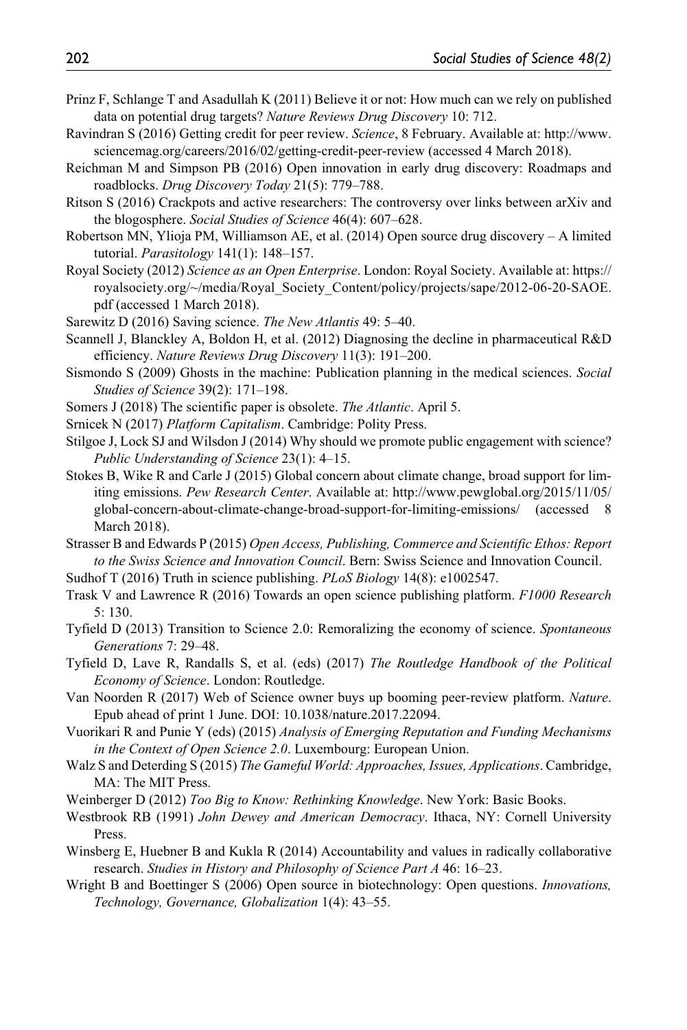Prinz F, Schlange T and Asadullah K (2011) Believe it or not: How much can we rely on published data on potential drug targets? *Nature Reviews Drug Discovery* 10: 712.

Ravindran S (2016) Getting credit for peer review. *Science*, 8 February. Available at: http://www.sciencemag.org/careers/2016/02/getting-credit-peer-review (accessed 4 March 2018).

Reichman M and Simpson PB (2016) Open innovation in early drug discovery: Roadmaps and roadblocks. *Drug Discovery Today* 21(5): 779–788.

Ritson S (2016) Crackpots and active researchers: The controversy over links between arXiv and the blogosphere. *Social Studies of Science* 46(4): 607–628.

Robertson MN, Ylioja PM, Williamson AE, et al. (2014) Open source drug discovery – A limited tutorial. *Parasitology* 141(1): 148–157.

Royal Society (2012) *Science as an Open Enterprise*. London: Royal Society. Available at: https://royalsociety.org/~/media/Royal_Society_Content/policy/projects/sape/2012-06-20-SAOE.pdf (accessed 1 March 2018).

Sarewitz D (2016) Saving science. *The New Atlantis* 49: 5–40.

Scannell J, Blanckley A, Boldon H, et al. (2012) Diagnosing the decline in pharmaceutical R&D efficiency. *Nature Reviews Drug Discovery* 11(3): 191–200.

Sismondo S (2009) Ghosts in the machine: Publication planning in the medical sciences. *Social Studies of Science* 39(2): 171–198.

Somers J (2018) The scientific paper is obsolete. *The Atlantic*. April 5.

Srnicek N (2017) *Platform Capitalism*. Cambridge: Polity Press.

Stilgoe J, Lock SJ and Wilsdon J (2014) Why should we promote public engagement with science? *Public Understanding of Science* 23(1): 4–15.

Stokes B, Wike R and Carle J (2015) Global concern about climate change, broad support for limiting emissions. *Pew Research Center*. Available at: http://www.pewglobal.org/2015/11/05/global-concern-about-climate-change-broad-support-for-limiting-emissions/ (accessed 8 March 2018).

Strasser B and Edwards P (2015) *Open Access, Publishing, Commerce and Scientific Ethos: Report to the Swiss Science and Innovation Council*. Bern: Swiss Science and Innovation Council.

Sudhof T (2016) Truth in science publishing. *PLoS Biology* 14(8): e1002547.

Trask V and Lawrence R (2016) Towards an open science publishing platform. *F1000 Research* 5: 130.

Tyfield D (2013) Transition to Science 2.0: Remoralizing the economy of science. *Spontaneous Generations* 7: 29–48.

Tyfield D, Lave R, Randalls S, et al. (eds) (2017) *The Routledge Handbook of the Political Economy of Science*. London: Routledge.

Van Noorden R (2017) Web of Science owner buys up booming peer-review platform. *Nature*. Epub ahead of print 1 June. DOI: 10.1038/nature.2017.22094.

Vuorikari R and Punie Y (eds) (2015) *Analysis of Emerging Reputation and Funding Mechanisms in the Context of Open Science 2.0*. Luxembourg: European Union.

Walz S and Deterding S (2015) *The Gameful World: Approaches, Issues, Applications*. Cambridge, MA: The MIT Press.

Weinberger D (2012) *Too Big to Know: Rethinking Knowledge*. New York: Basic Books.

Westbrook RB (1991) *John Dewey and American Democracy*. Ithaca, NY: Cornell University Press.

Winsberg E, Huebner B and Kukla R (2014) Accountability and values in radically collaborative research. *Studies in History and Philosophy of Science Part A* 46: 16–23.

Wright B and Boettinger S (2006) Open source in biotechnology: Open questions. *Innovations, Technology, Governance, Globalization* 1(4): 43–55.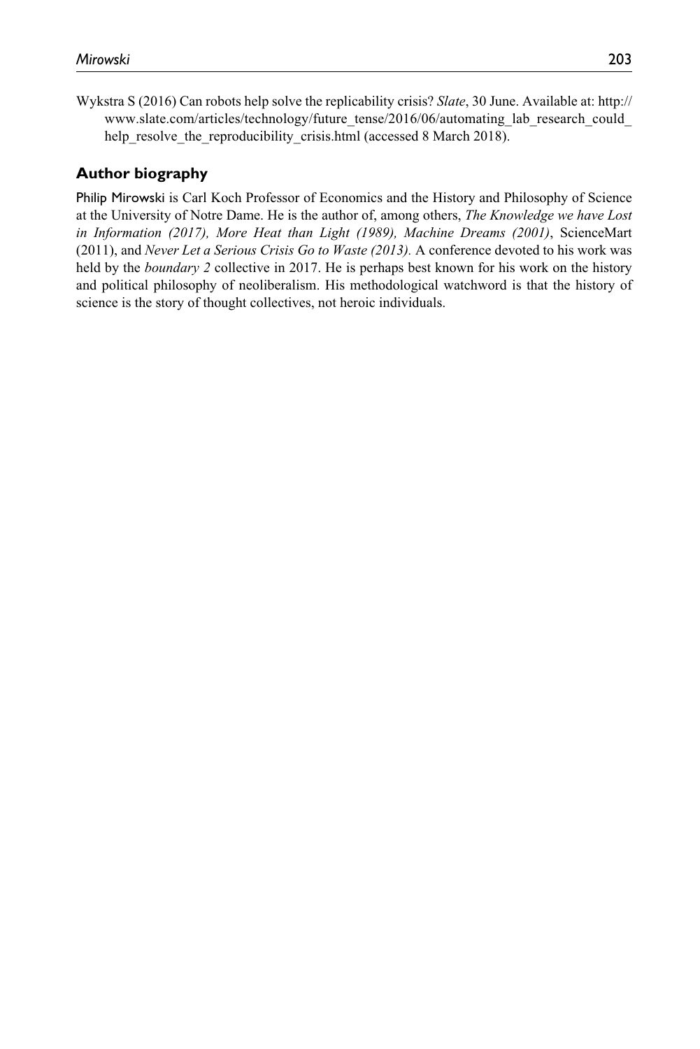Wykstra S (2016) Can robots help solve the replicability crisis? *Slate*, 30 June. Available at: http://www.slate.com/articles/technology/future_tense/2016/06/automating_lab_research_could_help_resolve_the_reproducibility_crisis.html (accessed 8 March 2018).

## Author biography

Philip Mirowski is Carl Koch Professor of Economics and the History and Philosophy of Science at the University of Notre Dame. He is the author of, among others, *The Knowledge we have Lost in Information (2017), More Heat than Light (1989), Machine Dreams (2001)*, ScienceMart (2011), and *Never Let a Serious Crisis Go to Waste (2013).* A conference devoted to his work was held by the *boundary 2* collective in 2017. He is perhaps best known for his work on the history and political philosophy of neoliberalism. His methodological watchword is that the history of science is the story of thought collectives, not heroic individuals.